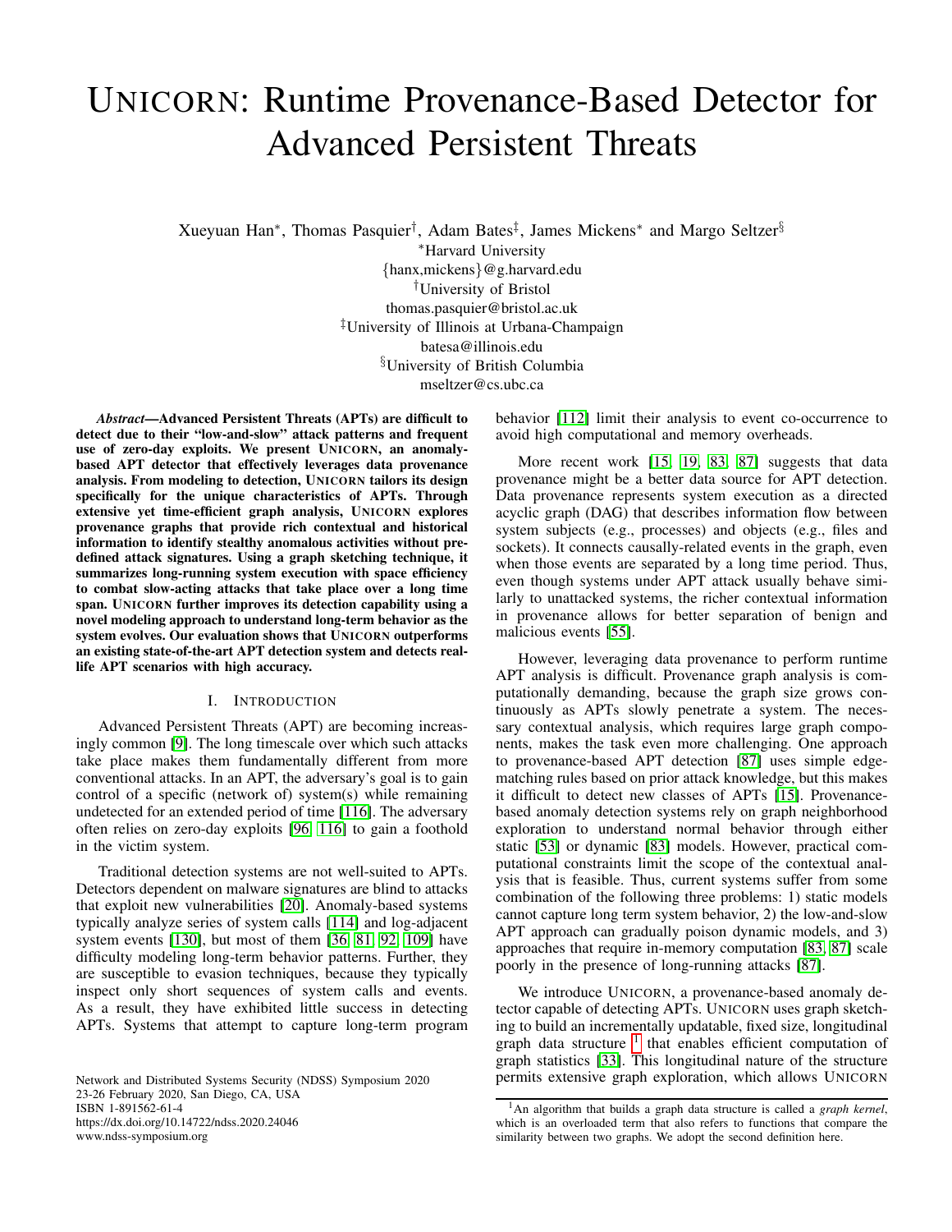# UNICORN: Runtime Provenance-Based Detector for Advanced Persistent Threats

Xueyuan Han[*], Thomas Pasquier[†], Adam Bates[‡], James Mickens[*] and Margo Seltzer[§]

[*]Harvard University
{hanx,mickens}@g.harvard.edu
[†]University of Bristol
thomas.pasquier@bristol.ac.uk
[‡]University of Illinois at Urbana-Champaign
batesa@illinois.edu
[§]University of British Columbia
mseltzer@cs.ubc.ca

***Abstract*—Advanced Persistent Threats (APTs) are difficult to detect due to their "low-and-slow" attack patterns and frequent use of zero-day exploits. We present UNICORN, an anomaly-based APT detector that effectively leverages data provenance analysis. From modeling to detection, UNICORN tailors its design specifically for the unique characteristics of APTs. Through extensive yet time-efficient graph analysis, UNICORN explores provenance graphs that provide rich contextual and historical information to identify stealthy anomalous activities without predefined attack signatures. Using a graph sketching technique, it summarizes long-running system execution with space efficiency to combat slow-acting attacks that take place over a long time span. UNICORN further improves its detection capability using a novel modeling approach to understand long-term behavior as the system evolves. Our evaluation shows that UNICORN outperforms an existing state-of-the-art APT detection system and detects real-life APT scenarios with high accuracy.**

## I. INTRODUCTION

Advanced Persistent Threats (APT) are becoming increasingly common [9]. The long timescale over which such attacks take place makes them fundamentally different from more conventional attacks. In an APT, the adversary's goal is to gain control of a specific (network of) system(s) while remaining undetected for an extended period of time [116]. The adversary often relies on zero-day exploits [96, 116] to gain a foothold in the victim system.

Traditional detection systems are not well-suited to APTs. Detectors dependent on malware signatures are blind to attacks that exploit new vulnerabilities [20]. Anomaly-based systems typically analyze series of system calls [114] and log-adjacent system events [130], but most of them [36, 81, 92, 109] have difficulty modeling long-term behavior patterns. Further, they are susceptible to evasion techniques, because they typically inspect only short sequences of system calls and events. As a result, they have exhibited little success in detecting APTs. Systems that attempt to capture long-term program behavior [112] limit their analysis to event co-occurrence to avoid high computational and memory overheads.

More recent work [15, 19, 83, 87] suggests that data provenance might be a better data source for APT detection. Data provenance represents system execution as a directed acyclic graph (DAG) that describes information flow between system subjects (e.g., processes) and objects (e.g., files and sockets). It connects causally-related events in the graph, even when those events are separated by a long time period. Thus, even though systems under APT attack usually behave similarly to unattacked systems, the richer contextual information in provenance allows for better separation of benign and malicious events [55].

However, leveraging data provenance to perform runtime APT analysis is difficult. Provenance graph analysis is computationally demanding, because the graph size grows continuously as APTs slowly penetrate a system. The necessary contextual analysis, which requires large graph components, makes the task even more challenging. One approach to provenance-based APT detection [87] uses simple edge-matching rules based on prior attack knowledge, but this makes it difficult to detect new classes of APTs [15]. Provenance-based anomaly detection systems rely on graph neighborhood exploration to understand normal behavior through either static [53] or dynamic [83] models. However, practical computational constraints limit the scope of the contextual analysis that is feasible. Thus, current systems suffer from some combination of the following three problems: 1) static models cannot capture long term system behavior, 2) the low-and-slow APT approach can gradually poison dynamic models, and 3) approaches that require in-memory computation [83, 87] scale poorly in the presence of long-running attacks [87].

We introduce UNICORN, a provenance-based anomaly detector capable of detecting APTs. UNICORN uses graph sketching to build an incrementally updatable, fixed size, longitudinal graph data structure [1] that enables efficient computation of graph statistics [33]. This longitudinal nature of the structure permits extensive graph exploration, which allows UNICORN

[1]An algorithm that builds a graph data structure is called a *graph kernel*, which is an overloaded term that also refers to functions that compare the similarity between two graphs. We adopt the second definition here.

Network and Distributed Systems Security (NDSS) Symposium 2020
23-26 February 2020, San Diego, CA, USA
ISBN 1-891562-61-4
https://dx.doi.org/10.14722/ndss.2020.24046
www.ndss-symposium.org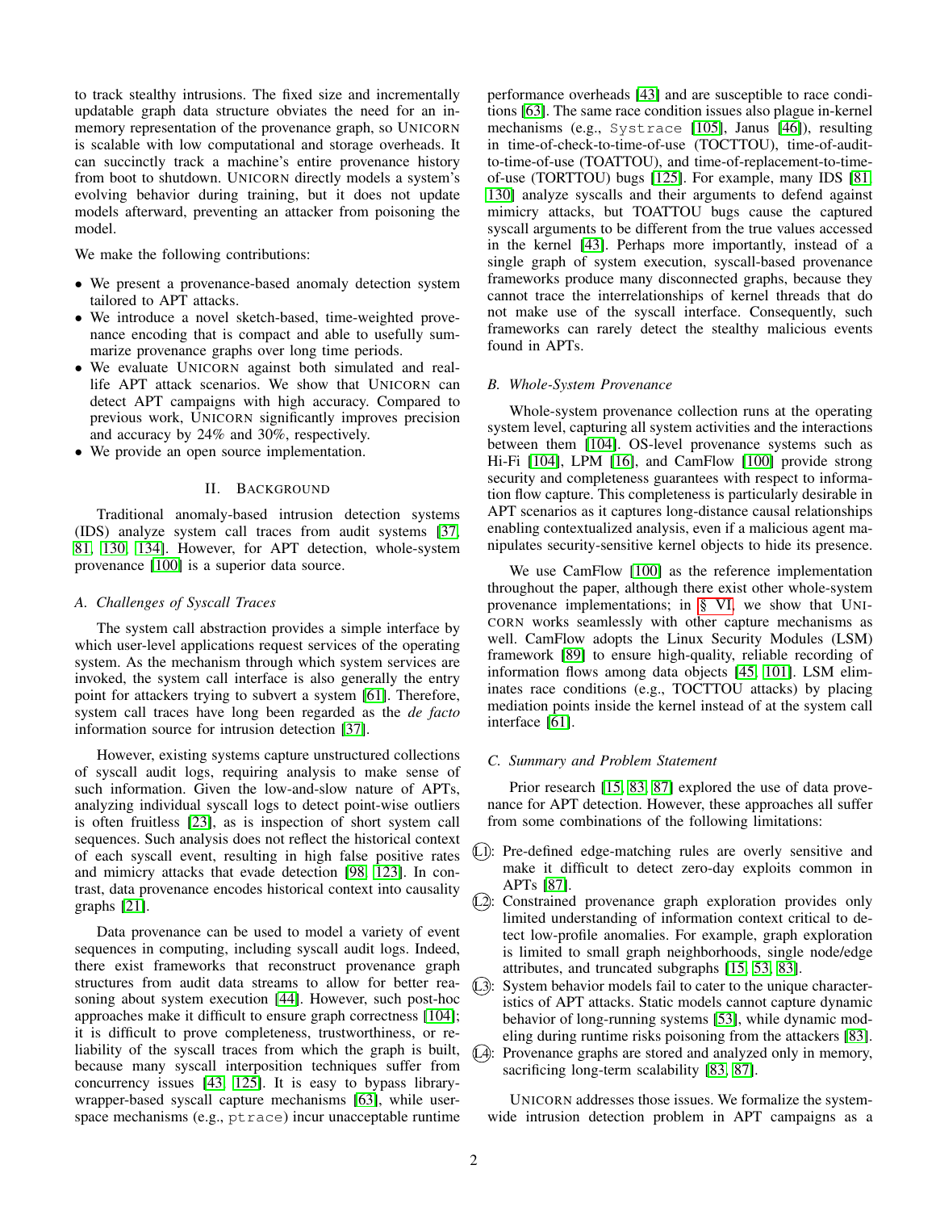to track stealthy intrusions. The fixed size and incrementally updatable graph data structure obviates the need for an in-memory representation of the provenance graph, so UNICORN is scalable with low computational and storage overheads. It can succinctly track a machine's entire provenance history from boot to shutdown. UNICORN directly models a system's evolving behavior during training, but it does not update models afterward, preventing an attacker from poisoning the model.

We make the following contributions:

- We present a provenance-based anomaly detection system tailored to APT attacks.
- We introduce a novel sketch-based, time-weighted provenance encoding that is compact and able to usefully summarize provenance graphs over long time periods.
- We evaluate UNICORN against both simulated and real-life APT attack scenarios. We show that UNICORN can detect APT campaigns with high accuracy. Compared to previous work, UNICORN significantly improves precision and accuracy by 24% and 30%, respectively.
- We provide an open source implementation.

## II. BACKGROUND

Traditional anomaly-based intrusion detection systems (IDS) analyze system call traces from audit systems [37, 81, 130, 134]. However, for APT detection, whole-system provenance [100] is a superior data source.

### A. Challenges of Syscall Traces

The system call abstraction provides a simple interface by which user-level applications request services of the operating system. As the mechanism through which system services are invoked, the system call interface is also generally the entry point for attackers trying to subvert a system [61]. Therefore, system call traces have long been regarded as the *de facto* information source for intrusion detection [37].

However, existing systems capture unstructured collections of syscall audit logs, requiring analysis to make sense of such information. Given the low-and-slow nature of APTs, analyzing individual syscall logs to detect point-wise outliers is often fruitless [23], as is inspection of short system call sequences. Such analysis does not reflect the historical context of each syscall event, resulting in high false positive rates and mimicry attacks that evade detection [98, 123]. In contrast, data provenance encodes historical context into causality graphs [21].

Data provenance can be used to model a variety of event sequences in computing, including syscall audit logs. Indeed, there exist frameworks that reconstruct provenance graph structures from audit data streams to allow for better reasoning about system execution [44]. However, such post-hoc approaches make it difficult to ensure graph correctness [104]; it is difficult to prove completeness, trustworthiness, or reliability of the syscall traces from which the graph is built, because many syscall interposition techniques suffer from concurrency issues [43, 125]. It is easy to bypass library-wrapper-based syscall capture mechanisms [63], while user-space mechanisms (e.g., `ptrace`) incur unacceptable runtime performance overheads [43] and are susceptible to race conditions [63]. The same race condition issues also plague in-kernel mechanisms (e.g., `Systrace` [105], Janus [46]), resulting in time-of-check-to-time-of-use (TOCTTOU), time-of-audit-to-time-of-use (TOATTOU), and time-of-replacement-to-time-of-use (TORTTOU) bugs [125]. For example, many IDS [81, 130] analyze syscalls and their arguments to defend against mimicry attacks, but TOATTOU bugs cause the captured syscall arguments to be different from the true values accessed in the kernel [43]. Perhaps more importantly, instead of a single graph of system execution, syscall-based provenance frameworks produce many disconnected graphs, because they cannot trace the interrelationships of kernel threads that do not make use of the syscall interface. Consequently, such frameworks can rarely detect the stealthy malicious events found in APTs.

### B. Whole-System Provenance

Whole-system provenance collection runs at the operating system level, capturing all system activities and the interactions between them [104]. OS-level provenance systems such as Hi-Fi [104], LPM [16], and CamFlow [100] provide strong security and completeness guarantees with respect to information flow capture. This completeness is particularly desirable in APT scenarios as it captures long-distance causal relationships enabling contextualized analysis, even if a malicious agent manipulates security-sensitive kernel objects to hide its presence.

We use CamFlow [100] as the reference implementation throughout the paper, although there exist other whole-system provenance implementations; in § VI, we show that UNICORN works seamlessly with other capture mechanisms as well. CamFlow adopts the Linux Security Modules (LSM) framework [89] to ensure high-quality, reliable recording of information flows among data objects [45, 101]. LSM eliminates race conditions (e.g., TOCTTOU attacks) by placing mediation points inside the kernel instead of at the system call interface [61].

### C. Summary and Problem Statement

Prior research [15, 83, 87] explored the use of data provenance for APT detection. However, these approaches all suffer from some combinations of the following limitations:

- (L1): Pre-defined edge-matching rules are overly sensitive and make it difficult to detect zero-day exploits common in APTs [87].
- (L2): Constrained provenance graph exploration provides only limited understanding of information context critical to detect low-profile anomalies. For example, graph exploration is limited to small graph neighborhoods, single node/edge attributes, and truncated subgraphs [15, 53, 83].
- (L3): System behavior models fail to cater to the unique characteristics of APT attacks. Static models cannot capture dynamic behavior of long-running systems [53], while dynamic modeling during runtime risks poisoning from the attackers [83].
- (L4): Provenance graphs are stored and analyzed only in memory, sacrificing long-term scalability [83, 87].

UNICORN addresses those issues. We formalize the system-wide intrusion detection problem in APT campaigns as a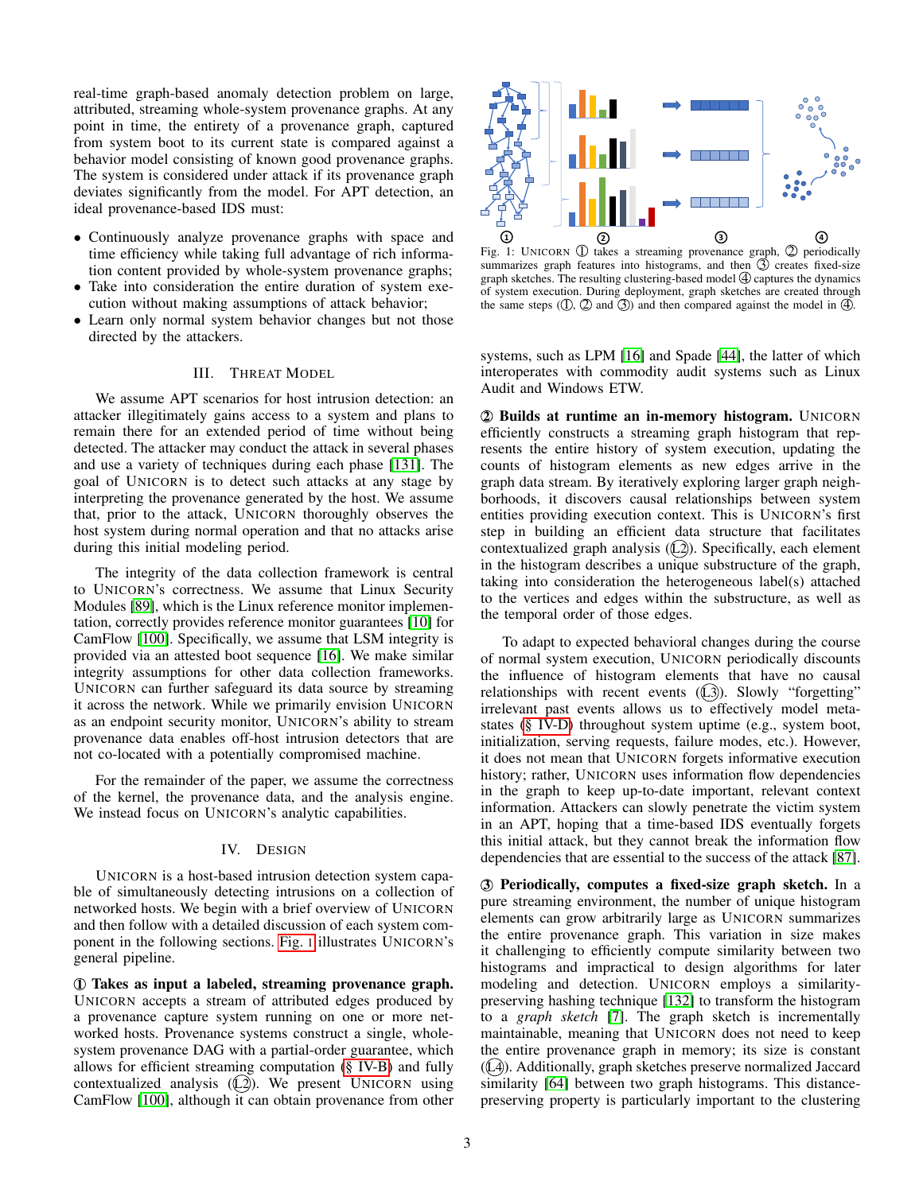real-time graph-based anomaly detection problem on large, attributed, streaming whole-system provenance graphs. At any point in time, the entirety of a provenance graph, captured from system boot to its current state is compared against a behavior model consisting of known good provenance graphs. The system is considered under attack if its provenance graph deviates significantly from the model. For APT detection, an ideal provenance-based IDS must:

- Continuously analyze provenance graphs with space and time efficiency while taking full advantage of rich information content provided by whole-system provenance graphs;
- Take into consideration the entire duration of system execution without making assumptions of attack behavior;
- Learn only normal system behavior changes but not those directed by the attackers.

## III. Threat Model

We assume APT scenarios for host intrusion detection: an attacker illegitimately gains access to a system and plans to remain there for an extended period of time without being detected. The attacker may conduct the attack in several phases and use a variety of techniques during each phase [131]. The goal of UNICORN is to detect such attacks at any stage by interpreting the provenance generated by the host. We assume that, prior to the attack, UNICORN thoroughly observes the host system during normal operation and that no attacks arise during this initial modeling period.

The integrity of the data collection framework is central to UNICORN's correctness. We assume that Linux Security Modules [89], which is the Linux reference monitor implementation, correctly provides reference monitor guarantees [10] for CamFlow [100]. Specifically, we assume that LSM integrity is provided via an attested boot sequence [16]. We make similar integrity assumptions for other data collection frameworks. UNICORN can further safeguard its data source by streaming it across the network. While we primarily envision UNICORN as an endpoint security monitor, UNICORN's ability to stream provenance data enables off-host intrusion detectors that are not co-located with a potentially compromised machine.

For the remainder of the paper, we assume the correctness of the kernel, the provenance data, and the analysis engine. We instead focus on UNICORN's analytic capabilities.

## IV. Design

UNICORN is a host-based intrusion detection system capable of simultaneously detecting intrusions on a collection of networked hosts. We begin with a brief overview of UNICORN and then follow with a detailed discussion of each system component in the following sections. Fig. 1 illustrates UNICORN's general pipeline.

**① Takes as input a labeled, streaming provenance graph.** UNICORN accepts a stream of attributed edges produced by a provenance capture system running on one or more networked hosts. Provenance systems construct a single, whole-system provenance DAG with a partial-order guarantee, which allows for efficient streaming computation (§ IV-B) and fully contextualized analysis (Ⓛ2). We present UNICORN using CamFlow [100], although it can obtain provenance from other systems, such as LPM [16] and Spade [44], the latter of which interoperates with commodity audit systems such as Linux Audit and Windows ETW.

Fig. 1: UNICORN ① takes a streaming provenance graph, ② periodically summarizes graph features into histograms, and then ③ creates fixed-size graph sketches. The resulting clustering-based model ④ captures the dynamics of system execution. During deployment, graph sketches are created through the same steps (①, ② and ③) and then compared against the model in ④.

**② Builds at runtime an in-memory histogram.** UNICORN efficiently constructs a streaming graph histogram that represents the entire history of system execution, updating the counts of histogram elements as new edges arrive in the graph data stream. By iteratively exploring larger graph neighborhoods, it discovers causal relationships between system entities providing execution context. This is UNICORN's first step in building an efficient data structure that facilitates contextualized graph analysis (Ⓛ2). Specifically, each element in the histogram describes a unique substructure of the graph, taking into consideration the heterogeneous label(s) attached to the vertices and edges within the substructure, as well as the temporal order of those edges.

To adapt to expected behavioral changes during the course of normal system execution, UNICORN periodically discounts the influence of histogram elements that have no causal relationships with recent events (Ⓛ3). Slowly "forgetting" irrelevant past events allows us to effectively model metastates (§ IV-D) throughout system uptime (e.g., system boot, initialization, serving requests, failure modes, etc.). However, it does not mean that UNICORN forgets informative execution history; rather, UNICORN uses information flow dependencies in the graph to keep up-to-date important, relevant context information. Attackers can slowly penetrate the victim system in an APT, hoping that a time-based IDS eventually forgets this initial attack, but they cannot break the information flow dependencies that are essential to the success of the attack [87].

**③ Periodically, computes a fixed-size graph sketch.** In a pure streaming environment, the number of unique histogram elements can grow arbitrarily large as UNICORN summarizes the entire provenance graph. This variation in size makes it challenging to efficiently compute similarity between two histograms and impractical to design algorithms for later modeling and detection. UNICORN employs a similarity-preserving hashing technique [132] to transform the histogram to a *graph sketch* [7]. The graph sketch is incrementally maintainable, meaning that UNICORN does not need to keep the entire provenance graph in memory; its size is constant (Ⓛ4). Additionally, graph sketches preserve normalized Jaccard similarity [64] between two graph histograms. This distance-preserving property is particularly important to the clustering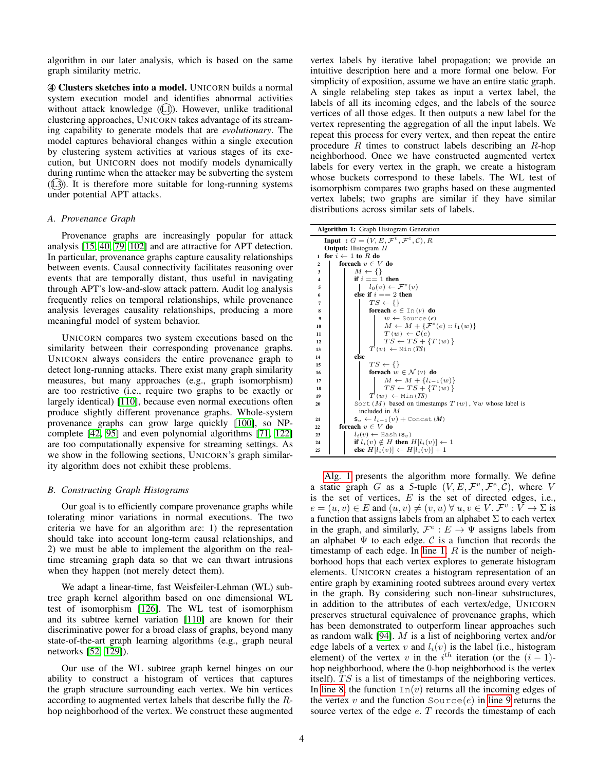algorithm in our later analysis, which is based on the same graph similarity metric.

**④ Clusters sketches into a model.** UNICORN builds a normal system execution model and identifies abnormal activities without attack knowledge (Ⓛ1). However, unlike traditional clustering approaches, UNICORN takes advantage of its streaming capability to generate models that are *evolutionary*. The model captures behavioral changes within a single execution by clustering system activities at various stages of its execution, but UNICORN does not modify models dynamically during runtime when the attacker may be subverting the system (Ⓛ3). It is therefore more suitable for long-running systems under potential APT attacks.

### A. Provenance Graph

Provenance graphs are increasingly popular for attack analysis [15, 40, 79, 102] and are attractive for APT detection. In particular, provenance graphs capture causality relationships between events. Causal connectivity facilitates reasoning over events that are temporally distant, thus useful in navigating through APT's low-and-slow attack pattern. Audit log analysis frequently relies on temporal relationships, while provenance analysis leverages causality relationships, producing a more meaningful model of system behavior.

UNICORN compares two system executions based on the similarity between their corresponding provenance graphs. UNICORN always considers the entire provenance graph to detect long-running attacks. There exist many graph similarity measures, but many approaches (e.g., graph isomorphism) are too restrictive (i.e., require two graphs to be exactly or largely identical) [110], because even normal executions often produce slightly different provenance graphs. Whole-system provenance graphs can grow large quickly [100], so NP-complete [42, 95] and even polynomial algorithms [71, 122] are too computationally expensive for streaming settings. As we show in the following sections, UNICORN's graph similarity algorithm does not exhibit these problems.

### B. Constructing Graph Histograms

Our goal is to efficiently compare provenance graphs while tolerating minor variations in normal executions. The two criteria we have for an algorithm are: 1) the representation should take into account long-term causal relationships, and 2) we must be able to implement the algorithm on the real-time streaming graph data so that we can thwart intrusions when they happen (not merely detect them).

We adapt a linear-time, fast Weisfeiler-Lehman (WL) subtree graph kernel algorithm based on one dimensional WL test of isomorphism [126]. The WL test of isomorphism and its subtree kernel variation [110] are known for their discriminative power for a broad class of graphs, beyond many state-of-the-art graph learning algorithms (e.g., graph neural networks [52, 129]).

Our use of the WL subtree graph kernel hinges on our ability to construct a histogram of vertices that captures the graph structure surrounding each vertex. We bin vertices according to augmented vertex labels that describe fully the $R$-hop neighborhood of the vertex. We construct these augmented vertex labels by iterative label propagation; we provide an intuitive description here and a more formal one below. For simplicity of exposition, assume we have an entire static graph. A single relabeling step takes as input a vertex label, the labels of all its incoming edges, and the labels of the source vertices of all those edges. It then outputs a new label for the vertex representing the aggregation of all the input labels. We repeat this process for every vertex, and then repeat the entire procedure $R$ times to construct labels describing an $R$-hop neighborhood. Once we have constructed augmented vertex labels for every vertex in the graph, we create a histogram whose buckets correspond to these labels. The WL test of isomorphism compares two graphs based on these augmented vertex labels; two graphs are similar if they have similar distributions across similar sets of labels.

**Algorithm 1:** Graph Histogram Generation

```
   Input  : G = (V, E, F^v, F^e, C), R
   Output: Histogram H
1  for i ← 1 to R do
2      foreach v ∈ V do
3          M ← {}
4          if i == 1 then
5              l_0(v) ← F^v(v)
6          else if i == 2 then
7              TS ← {}
8              foreach e ∈ In(v) do
9                  w ← Source(e)
10                 M ← M + {F^e(e) :: l_1(w)}
11                 T(w) ← C(e)
12                 TS ← TS + {T(w)}
13             T(v) ← Min(TS)
14         else
15             TS ← {}
16             foreach w ∈ N(v) do
17                 M ← M + {l_{i-1}(w)}
18                 TS ← TS + {T(w)}
19             T(w) ← Min(TS)
20         Sort(M) based on timestamps T(w), ∀w whose label is
               included in M
21         s_v ← l_{i-1}(v) + Concat(M)
22     foreach v ∈ V do
23         l_i(v) ← Hash(s_v)
24         if l_i(v) ∉ H then H[l_i(v)] ← 1
25         else H[l_i(v)] ← H[l_i(v)] + 1
```

Alg. 1 presents the algorithm more formally. We define a static graph $G$ as a 5-tuple $(V, E, \mathcal{F}^v, \mathcal{F}^e, \mathcal{C})$, where $V$ is the set of vertices, $E$ is the set of directed edges, i.e., $e = (u, v) \in E$ and $(u, v) \neq (v, u) \; \forall \; u, v \in V$. $\mathcal{F}^v : V \rightarrow \Sigma$ is a function that assigns labels from an alphabet $\Sigma$ to each vertex in the graph, and similarly, $\mathcal{F}^e : E \rightarrow \Psi$ assigns labels from an alphabet $\Psi$ to each edge. $\mathcal{C}$ is a function that records the timestamp of each edge. In line 1, $R$ is the number of neighborhood hops that each vertex explores to generate histogram elements. UNICORN creates a histogram representation of an entire graph by examining rooted subtrees around every vertex in the graph. By considering such non-linear substructures, in addition to the attributes of each vertex/edge, UNICORN preserves structural equivalence of provenance graphs, which has been demonstrated to outperform linear approaches such as random walk [94]. $M$ is a list of neighboring vertex and/or edge labels of a vertex $v$ and $l_i(v)$ is the label (i.e., histogram element) of the vertex $v$ in the $i^{th}$ iteration (or the $(i-1)$-hop neighborhood, where the 0-hop neighborhood is the vertex itself). $TS$ is a list of timestamps of the neighboring vertices. In line 8, the function $\texttt{In}(v)$ returns all the incoming edges of the vertex $v$ and the function $\texttt{Source}(e)$ in line 9 returns the source vertex of the edge $e$. $T$ records the timestamp of each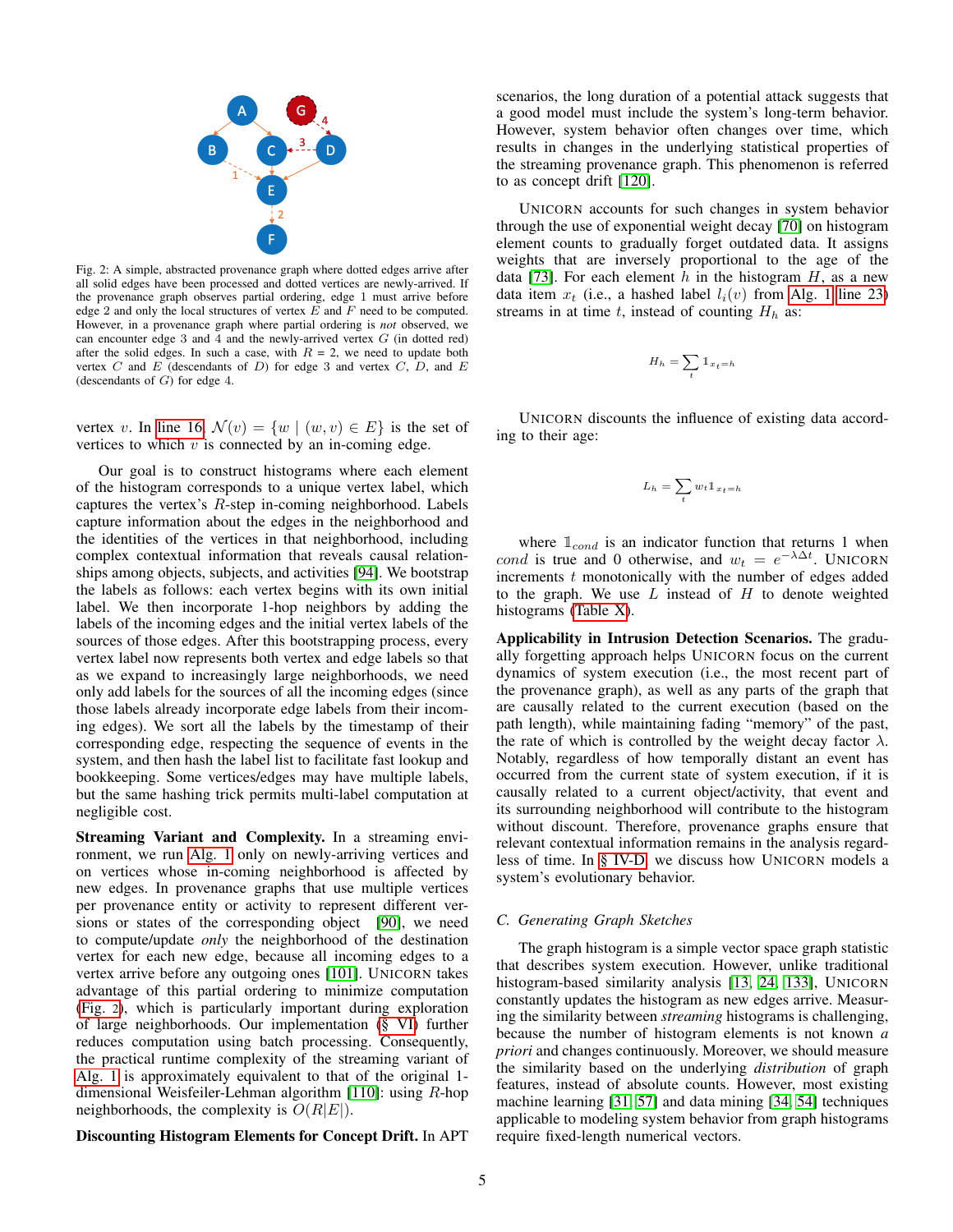Fig. 2: A simple, abstracted provenance graph where dotted edges arrive after all solid edges have been processed and dotted vertices are newly-arrived. If the provenance graph observes partial ordering, edge 1 must arrive before edge 2 and only the local structures of vertex $E$ and $F$ need to be computed. However, in a provenance graph where partial ordering is *not* observed, we can encounter edge 3 and 4 and the newly-arrived vertex $G$ (in dotted red) after the solid edges. In such a case, with $R$ = 2, we need to update both vertex $C$ and $E$ (descendants of $D$) for edge 3 and vertex $C$, $D$, and $E$ (descendants of $G$) for edge 4.

vertex $v$. In line 16, $\mathcal{N}(v) = \{w \mid (w, v) \in E\}$ is the set of vertices to which $v$ is connected by an in-coming edge.

Our goal is to construct histograms where each element of the histogram corresponds to a unique vertex label, which captures the vertex's $R$-step in-coming neighborhood. Labels capture information about the edges in the neighborhood and the identities of the vertices in that neighborhood, including complex contextual information that reveals causal relationships among objects, subjects, and activities [94]. We bootstrap the labels as follows: each vertex begins with its own initial label. We then incorporate 1-hop neighbors by adding the labels of the incoming edges and the initial vertex labels of the sources of those edges. After this bootstrapping process, every vertex label now represents both vertex and edge labels so that as we expand to increasingly large neighborhoods, we need only add labels for the sources of all the incoming edges (since those labels already incorporate edge labels from their incoming edges). We sort all the labels by the timestamp of their corresponding edge, respecting the sequence of events in the system, and then hash the label list to facilitate fast lookup and bookkeeping. Some vertices/edges may have multiple labels, but the same hashing trick permits multi-label computation at negligible cost.

**Streaming Variant and Complexity.** In a streaming environment, we run Alg. 1 only on newly-arriving vertices and on vertices whose in-coming neighborhood is affected by new edges. In provenance graphs that use multiple vertices per provenance entity or activity to represent different versions or states of the corresponding object [90], we need to compute/update *only* the neighborhood of the destination vertex for each new edge, because all incoming edges to a vertex arrive before any outgoing ones [101]. UNICORN takes advantage of this partial ordering to minimize computation (Fig. 2), which is particularly important during exploration of large neighborhoods. Our implementation (§ VI) further reduces computation using batch processing. Consequently, the practical runtime complexity of the streaming variant of Alg. 1 is approximately equivalent to that of the original 1-dimensional Weisfeiler-Lehman algorithm [110]: using $R$-hop neighborhoods, the complexity is $O(R|E|)$.

**Discounting Histogram Elements for Concept Drift.** In APT scenarios, the long duration of a potential attack suggests that a good model must include the system's long-term behavior. However, system behavior often changes over time, which results in changes in the underlying statistical properties of the streaming provenance graph. This phenomenon is referred to as concept drift [120].

UNICORN accounts for such changes in system behavior through the use of exponential weight decay [70] on histogram element counts to gradually forget outdated data. It assigns weights that are inversely proportional to the age of the data [73]. For each element $h$ in the histogram $H$, as a new data item $x_t$ (i.e., a hashed label $l_i(v)$ from Alg. 1 line 23) streams in at time $t$, instead of counting $H_h$ as:

$$H_h = \sum_t \mathbb{1}_{x_t = h}$$

UNICORN discounts the influence of existing data according to their age:

$$L_h = \sum_t w_t \mathbb{1}_{x_t = h}$$

where $\mathbb{1}_{cond}$ is an indicator function that returns 1 when $cond$ is true and 0 otherwise, and $w_t = e^{-\lambda \Delta t}$. UNICORN increments $t$ monotonically with the number of edges added to the graph. We use $L$ instead of $H$ to denote weighted histograms (Table X).

**Applicability in Intrusion Detection Scenarios.** The gradually forgetting approach helps UNICORN focus on the current dynamics of system execution (i.e., the most recent part of the provenance graph), as well as any parts of the graph that are causally related to the current execution (based on the path length), while maintaining fading "memory" of the past, the rate of which is controlled by the weight decay factor $\lambda$. Notably, regardless of how temporally distant an event has occurred from the current state of system execution, if it is causally related to a current object/activity, that event and its surrounding neighborhood will contribute to the histogram without discount. Therefore, provenance graphs ensure that relevant contextual information remains in the analysis regardless of time. In § IV-D, we discuss how UNICORN models a system's evolutionary behavior.

### C. Generating Graph Sketches

The graph histogram is a simple vector space graph statistic that describes system execution. However, unlike traditional histogram-based similarity analysis [13], [24], [133], UNICORN constantly updates the histogram as new edges arrive. Measuring the similarity between *streaming* histograms is challenging, because the number of histogram elements is not known *a priori* and changes continuously. Moreover, we should measure the similarity based on the underlying *distribution* of graph features, instead of absolute counts. However, most existing machine learning [31], [57] and data mining [34], [54] techniques applicable to modeling system behavior from graph histograms require fixed-length numerical vectors.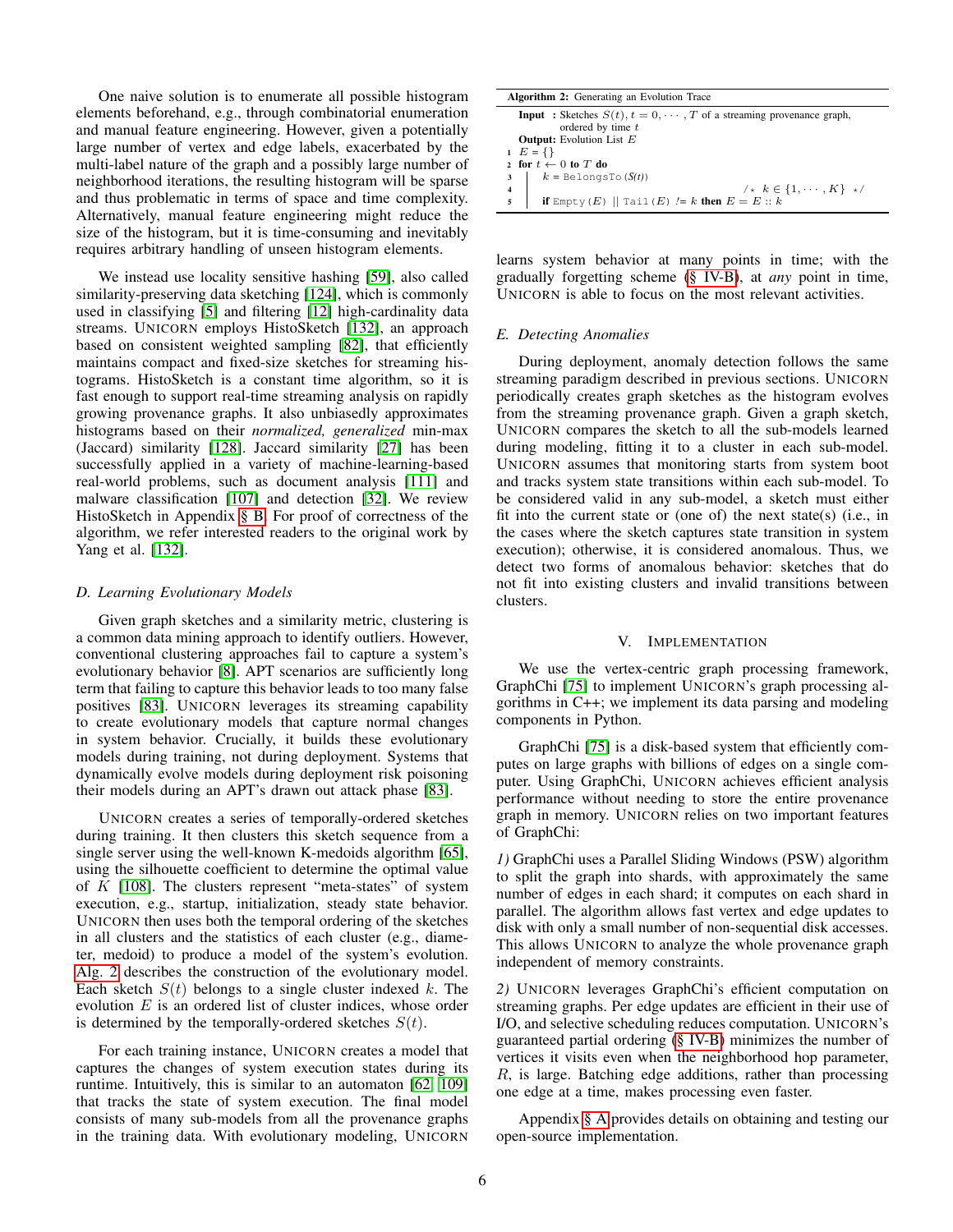One naive solution is to enumerate all possible histogram elements beforehand, e.g., through combinatorial enumeration and manual feature engineering. However, given a potentially large number of vertex and edge labels, exacerbated by the multi-label nature of the graph and a possibly large number of neighborhood iterations, the resulting histogram will be sparse and thus problematic in terms of space and time complexity. Alternatively, manual feature engineering might reduce the size of the histogram, but it is time-consuming and inevitably requires arbitrary handling of unseen histogram elements.

We instead use locality sensitive hashing [59], also called similarity-preserving data sketching [124], which is commonly used in classifying [5] and filtering [12] high-cardinality data streams. UNICORN employs HistoSketch [132], an approach based on consistent weighted sampling [82], that efficiently maintains compact and fixed-size sketches for streaming histograms. HistoSketch is a constant time algorithm, so it is fast enough to support real-time streaming analysis on rapidly growing provenance graphs. It also unbiasedly approximates histograms based on their *normalized, generalized* min-max (Jaccard) similarity [128]. Jaccard similarity [27] has been successfully applied in a variety of machine-learning-based real-world problems, such as document analysis [111] and malware classification [107] and detection [32]. We review HistoSketch in Appendix § B. For proof of correctness of the algorithm, we refer interested readers to the original work by Yang et al. [132].

### D. Learning Evolutionary Models

Given graph sketches and a similarity metric, clustering is a common data mining approach to identify outliers. However, conventional clustering approaches fail to capture a system's evolutionary behavior [8]. APT scenarios are sufficiently long term that failing to capture this behavior leads to too many false positives [83]. UNICORN leverages its streaming capability to create evolutionary models that capture normal changes in system behavior. Crucially, it builds these evolutionary models during training, not during deployment. Systems that dynamically evolve models during deployment risk poisoning their models during an APT's drawn out attack phase [83].

UNICORN creates a series of temporally-ordered sketches during training. It then clusters this sketch sequence from a single server using the well-known K-medoids algorithm [65], using the silhouette coefficient to determine the optimal value of $K$ [108]. The clusters represent "meta-states" of system execution, e.g., startup, initialization, steady state behavior. UNICORN then uses both the temporal ordering of the sketches in all clusters and the statistics of each cluster (e.g., diameter, medoid) to produce a model of the system's evolution. Alg. 2 describes the construction of the evolutionary model. Each sketch $S(t)$ belongs to a single cluster indexed $k$. The evolution $E$ is an ordered list of cluster indices, whose order is determined by the temporally-ordered sketches $S(t)$.

For each training instance, UNICORN creates a model that captures the changes of system execution states during its runtime. Intuitively, this is similar to an automaton [62, 109] that tracks the state of system execution. The final model consists of many sub-models from all the provenance graphs in the training data. With evolutionary modeling, UNICORN learns system behavior at many points in time; with the gradually forgetting scheme (§ IV-B), at *any* point in time, UNICORN is able to focus on the most relevant activities.

**Algorithm 2:** Generating an Evolution Trace

```
Input : Sketches S(t), t = 0, ..., T of a streaming provenance graph,
        ordered by time t
Output: Evolution List E
1 E = {}
2 for t <- 0 to T do
3     k = BelongsTo(S(t))
4                                 /* k ∈ {1, ..., K} */
5     if Empty(E) || Tail(E) != k then E = E :: k
```

### E. Detecting Anomalies

During deployment, anomaly detection follows the same streaming paradigm described in previous sections. UNICORN periodically creates graph sketches as the histogram evolves from the streaming provenance graph. Given a graph sketch, UNICORN compares the sketch to all the sub-models learned during modeling, fitting it to a cluster in each sub-model. UNICORN assumes that monitoring starts from system boot and tracks system state transitions within each sub-model. To be considered valid in any sub-model, a sketch must either fit into the current state or (one of) the next state(s) (i.e., in the cases where the sketch captures state transition in system execution); otherwise, it is considered anomalous. Thus, we detect two forms of anomalous behavior: sketches that do not fit into existing clusters and invalid transitions between clusters.

## V. Implementation

We use the vertex-centric graph processing framework, GraphChi [75] to implement UNICORN's graph processing algorithms in C++; we implement its data parsing and modeling components in Python.

GraphChi [75] is a disk-based system that efficiently computes on large graphs with billions of edges on a single computer. Using GraphChi, UNICORN achieves efficient analysis performance without needing to store the entire provenance graph in memory. UNICORN relies on two important features of GraphChi:

*1)* GraphChi uses a Parallel Sliding Windows (PSW) algorithm to split the graph into shards, with approximately the same number of edges in each shard; it computes on each shard in parallel. The algorithm allows fast vertex and edge updates to disk with only a small number of non-sequential disk accesses. This allows UNICORN to analyze the whole provenance graph independent of memory constraints.

*2)* UNICORN leverages GraphChi's efficient computation on streaming graphs. Per edge updates are efficient in their use of I/O, and selective scheduling reduces computation. UNICORN's guaranteed partial ordering (§ IV-B) minimizes the number of vertices it visits even when the neighborhood hop parameter, $R$, is large. Batching edge additions, rather than processing one edge at a time, makes processing even faster.

Appendix § A provides details on obtaining and testing our open-source implementation.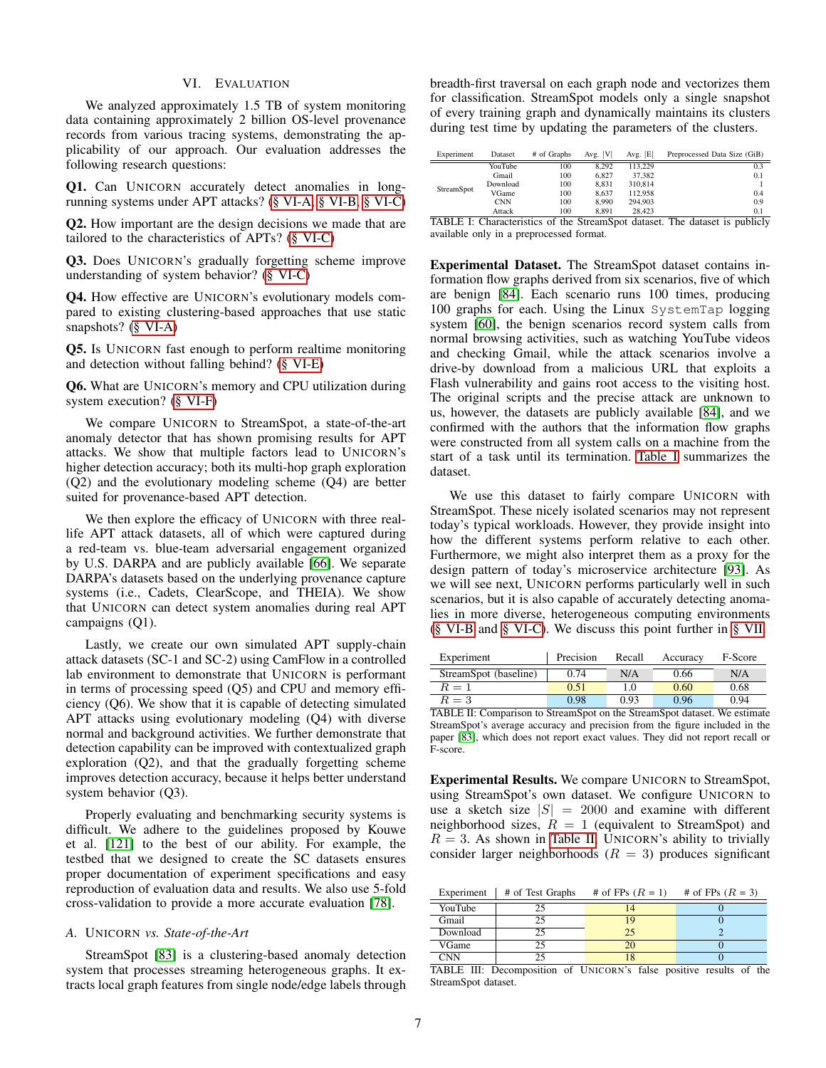## VI. Evaluation

We analyzed approximately 1.5 TB of system monitoring data containing approximately 2 billion OS-level provenance records from various tracing systems, demonstrating the applicability of our approach. Our evaluation addresses the following research questions:

**Q1.** Can UNICORN accurately detect anomalies in long-running systems under APT attacks? (§ VI-A, § VI-B, § VI-C)

**Q2.** How important are the design decisions we made that are tailored to the characteristics of APTs? (§ VI-C)

**Q3.** Does UNICORN's gradually forgetting scheme improve understanding of system behavior? (§ VI-C)

**Q4.** How effective are UNICORN's evolutionary models compared to existing clustering-based approaches that use static snapshots? (§ VI-A)

**Q5.** Is UNICORN fast enough to perform realtime monitoring and detection without falling behind? (§ VI-E)

**Q6.** What are UNICORN's memory and CPU utilization during system execution? (§ VI-F)

We compare UNICORN to StreamSpot, a state-of-the-art anomaly detector that has shown promising results for APT attacks. We show that multiple factors lead to UNICORN's higher detection accuracy; both its multi-hop graph exploration (Q2) and the evolutionary modeling scheme (Q4) are better suited for provenance-based APT detection.

We then explore the efficacy of UNICORN with three real-life APT attack datasets, all of which were captured during a red-team vs. blue-team adversarial engagement organized by U.S. DARPA and are publicly available [66]. We separate DARPA's datasets based on the underlying provenance capture systems (i.e., Cadets, ClearScope, and THEIA). We show that UNICORN can detect system anomalies during real APT campaigns (Q1).

Lastly, we create our own simulated APT supply-chain attack datasets (SC-1 and SC-2) using CamFlow in a controlled lab environment to demonstrate that UNICORN is performant in terms of processing speed (Q5) and CPU and memory efficiency (Q6). We show that it is capable of detecting simulated APT attacks using evolutionary modeling (Q4) with diverse normal and background activities. We further demonstrate that detection capability can be improved with contextualized graph exploration (Q2), and that the gradually forgetting scheme improves detection accuracy, because it helps better understand system behavior (Q3).

Properly evaluating and benchmarking security systems is difficult. We adhere to the guidelines proposed by Kouwe et al. [121] to the best of our ability. For example, the testbed that we designed to create the SC datasets ensures proper documentation of experiment specifications and easy reproduction of evaluation data and results. We also use 5-fold cross-validation to provide a more accurate evaluation [78].

### A. UNICORN *vs. State-of-the-Art*

StreamSpot [83] is a clustering-based anomaly detection system that processes streaming heterogeneous graphs. It extracts local graph features from single node/edge labels through breadth-first traversal on each graph node and vectorizes them for classification. StreamSpot models only a single snapshot of every training graph and dynamically maintains its clusters during test time by updating the parameters of the clusters.

| Experiment | Dataset | # of Graphs | Avg. \|V\| | Avg. \|E\| | Preprocessed Data Size (GiB) |
|---|---|---|---|---|---|
| StreamSpot | YouTube | 100 | 8,292 | 113,229 | 0.3 |
| | Gmail | 100 | 6,827 | 37,382 | 0.1 |
| | Download | 100 | 8,831 | 310,814 | 1 |
| | VGame | 100 | 8,637 | 112,958 | 0.4 |
| | CNN | 100 | 8,990 | 294,903 | 0.9 |
| | Attack | 100 | 8,891 | 28,423 | 0.1 |

TABLE I: Characteristics of the StreamSpot dataset. The dataset is publicly available only in a preprocessed format.

**Experimental Dataset.** The StreamSpot dataset contains information flow graphs derived from six scenarios, five of which are benign [84]. Each scenario runs 100 times, producing 100 graphs for each. Using the Linux `SystemTap` logging system [60], the benign scenarios record system calls from normal browsing activities, such as watching YouTube videos and checking Gmail, while the attack scenarios involve a drive-by download from a malicious URL that exploits a Flash vulnerability and gains root access to the visiting host. The original scripts and the precise attack are unknown to us, however, the datasets are publicly available [84], and we confirmed with the authors that the information flow graphs were constructed from all system calls on a machine from the start of a task until its termination. Table I summarizes the dataset.

We use this dataset to fairly compare UNICORN with StreamSpot. These nicely isolated scenarios may not represent today's typical workloads. However, they provide insight into how the different systems perform relative to each other. Furthermore, we might also interpret them as a proxy for the design pattern of today's microservice architecture [93]. As we will see next, UNICORN performs particularly well in such scenarios, but it is also capable of accurately detecting anomalies in more diverse, heterogeneous computing environments (§ VI-B and § VI-C). We discuss this point further in § VII.

| Experiment | Precision | Recall | Accuracy | F-Score |
|---|---|---|---|---|
| StreamSpot (baseline) | 0.74 | N/A | 0.66 | N/A |
| $R = 1$ | 0.51 | 1.0 | 0.60 | 0.68 |
| $R = 3$ | 0.98 | 0.93 | 0.96 | 0.94 |

TABLE II: Comparison to StreamSpot on the StreamSpot dataset. We estimate StreamSpot's average accuracy and precision from the figure included in the paper [83], which does not report exact values. They did not report recall or F-score.

**Experimental Results.** We compare UNICORN to StreamSpot, using StreamSpot's own dataset. We configure UNICORN to use a sketch size $|S| = 2000$ and examine with different neighborhood sizes, $R = 1$ (equivalent to StreamSpot) and $R = 3$. As shown in Table II, UNICORN's ability to trivially consider larger neighborhoods ($R = 3$) produces significant

| Experiment | # of Test Graphs | # of FPs ($R$ = 1) | # of FPs ($R$ = 3) |
|---|---|---|---|
| YouTube | 25 | 14 | 0 |
| Gmail | 25 | 19 | 0 |
| Download | 25 | 25 | 2 |
| VGame | 25 | 20 | 0 |
| CNN | 25 | 18 | 0 |

TABLE III: Decomposition of UNICORN's false positive results of the StreamSpot dataset.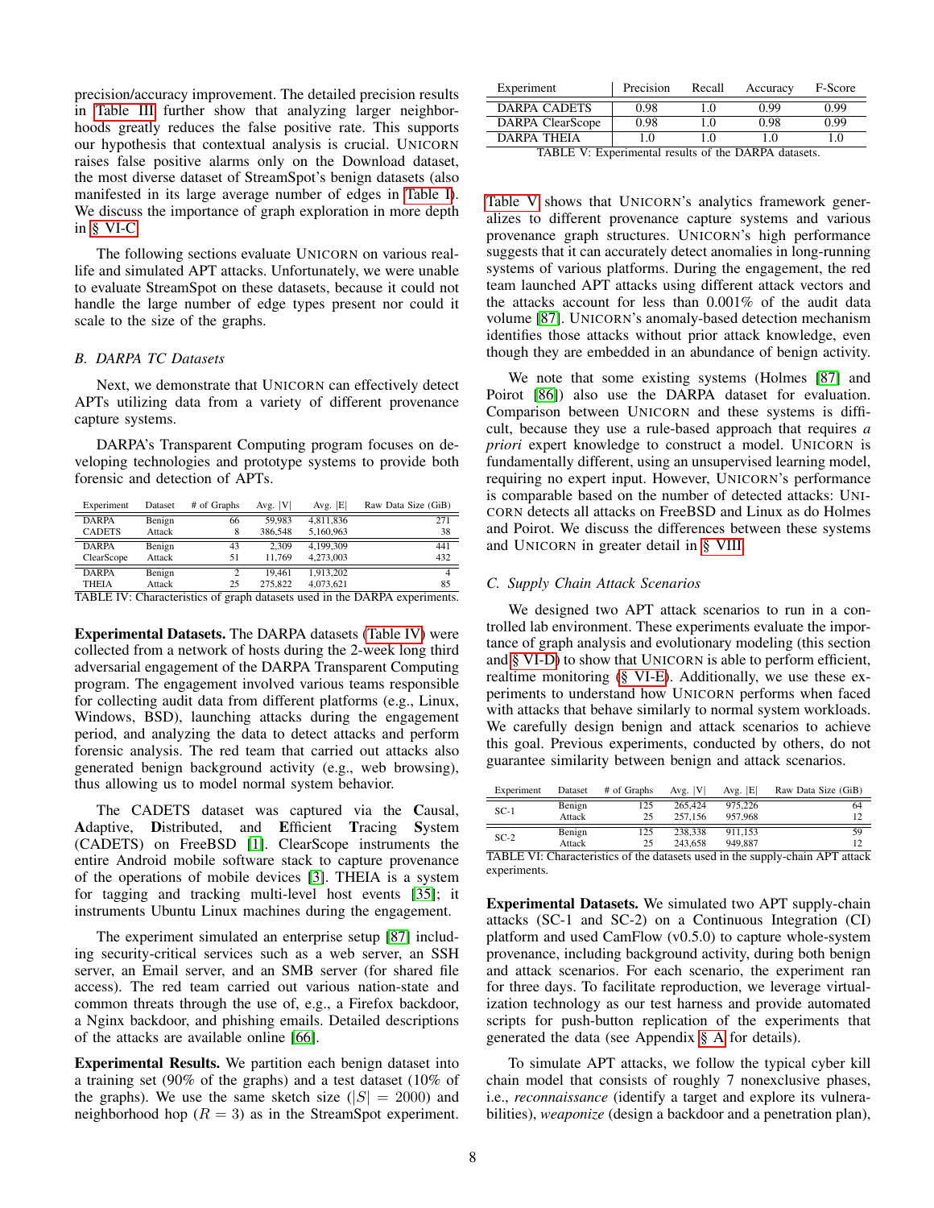precision/accuracy improvement. The detailed precision results in Table III further show that analyzing larger neighborhoods greatly reduces the false positive rate. This supports our hypothesis that contextual analysis is crucial. UNICORN raises false positive alarms only on the Download dataset, the most diverse dataset of StreamSpot's benign datasets (also manifested in its large average number of edges in Table I). We discuss the importance of graph exploration in more depth in § VI-C.

The following sections evaluate UNICORN on various real-life and simulated APT attacks. Unfortunately, we were unable to evaluate StreamSpot on these datasets, because it could not handle the large number of edge types present nor could it scale to the size of the graphs.

### B. DARPA TC Datasets

Next, we demonstrate that UNICORN can effectively detect APTs utilizing data from a variety of different provenance capture systems.

DARPA's Transparent Computing program focuses on developing technologies and prototype systems to provide both forensic and detection of APTs.

| Experiment | Dataset | # of Graphs | Avg. \|V\| | Avg. \|E\| | Raw Data Size (GiB) |
|---|---|---|---|---|---|
| DARPA CADETS | Benign | 66 | 59,983 | 4,811,836 | 271 |
| | Attack | 8 | 386,548 | 5,160,963 | 38 |
| DARPA ClearScope | Benign | 43 | 2,309 | 4,199,309 | 441 |
| | Attack | 51 | 11,769 | 4,273,003 | 432 |
| DARPA THEIA | Benign | 2 | 19,461 | 1,913,202 | 4 |
| | Attack | 25 | 275,822 | 4,073,621 | 85 |

TABLE IV: Characteristics of graph datasets used in the DARPA experiments.

**Experimental Datasets.** The DARPA datasets (Table IV) were collected from a network of hosts during the 2-week long third adversarial engagement of the DARPA Transparent Computing program. The engagement involved various teams responsible for collecting audit data from different platforms (e.g., Linux, Windows, BSD), launching attacks during the engagement period, and analyzing the data to detect attacks and perform forensic analysis. The red team that carried out attacks also generated benign background activity (e.g., web browsing), thus allowing us to model normal system behavior.

The CADETS dataset was captured via the **C**ausal, **A**daptive, **D**istributed, and **E**fficient **T**racing **S**ystem (CADETS) on FreeBSD [1]. ClearScope instruments the entire Android mobile software stack to capture provenance of the operations of mobile devices [3]. THEIA is a system for tagging and tracking multi-level host events [35]; it instruments Ubuntu Linux machines during the engagement.

The experiment simulated an enterprise setup [87] including security-critical services such as a web server, an SSH server, an Email server, and an SMB server (for shared file access). The red team carried out various nation-state and common threats through the use of, e.g., a Firefox backdoor, a Nginx backdoor, and phishing emails. Detailed descriptions of the attacks are available online [66].

**Experimental Results.** We partition each benign dataset into a training set (90% of the graphs) and a test dataset (10% of the graphs). We use the same sketch size ($|S| = 2000$) and neighborhood hop ($R = 3$) as in the StreamSpot experiment.

| Experiment | Precision | Recall | Accuracy | F-Score |
|---|---|---|---|---|
| DARPA CADETS | 0.98 | 1.0 | 0.99 | 0.99 |
| DARPA ClearScope | 0.98 | 1.0 | 0.98 | 0.99 |
| DARPA THEIA | 1.0 | 1.0 | 1.0 | 1.0 |

TABLE V: Experimental results of the DARPA datasets.

Table V shows that UNICORN's analytics framework generalizes to different provenance capture systems and various provenance graph structures. UNICORN's high performance suggests that it can accurately detect anomalies in long-running systems of various platforms. During the engagement, the red team launched APT attacks using different attack vectors and the attacks account for less than 0.001% of the audit data volume [87]. UNICORN's anomaly-based detection mechanism identifies those attacks without prior attack knowledge, even though they are embedded in an abundance of benign activity.

We note that some existing systems (Holmes [87] and Poirot [86]) also use the DARPA dataset for evaluation. Comparison between UNICORN and these systems is difficult, because they use a rule-based approach that requires *a priori* expert knowledge to construct a model. UNICORN is fundamentally different, using an unsupervised learning model, requiring no expert input. However, UNICORN's performance is comparable based on the number of detected attacks: UNICORN detects all attacks on FreeBSD and Linux as do Holmes and Poirot. We discuss the differences between these systems and UNICORN in greater detail in § VIII.

### C. Supply Chain Attack Scenarios

We designed two APT attack scenarios to run in a controlled lab environment. These experiments evaluate the importance of graph analysis and evolutionary modeling (this section and § VI-D) to show that UNICORN is able to perform efficient, realtime monitoring (§ VI-E). Additionally, we use these experiments to understand how UNICORN performs when faced with attacks that behave similarly to normal system workloads. We carefully design benign and attack scenarios to achieve this goal. Previous experiments, conducted by others, do not guarantee similarity between benign and attack scenarios.

| Experiment | Dataset | # of Graphs | Avg. \|V\| | Avg. \|E\| | Raw Data Size (GiB) |
|---|---|---|---|---|---|
| SC-1 | Benign | 125 | 265,424 | 975,226 | 64 |
| | Attack | 25 | 257,156 | 957,968 | 12 |
| SC-2 | Benign | 125 | 238,338 | 911,153 | 59 |
| | Attack | 25 | 243,658 | 949,887 | 12 |

TABLE VI: Characteristics of the datasets used in the supply-chain APT attack experiments.

**Experimental Datasets.** We simulated two APT supply-chain attacks (SC-1 and SC-2) on a Continuous Integration (CI) platform and used CamFlow (v0.5.0) to capture whole-system provenance, including background activity, during both benign and attack scenarios. For each scenario, the experiment ran for three days. To facilitate reproduction, we leverage virtualization technology as our test harness and provide automated scripts for push-button replication of the experiments that generated the data (see Appendix § A for details).

To simulate APT attacks, we follow the typical cyber kill chain model that consists of roughly 7 nonexclusive phases, i.e., *reconnaissance* (identify a target and explore its vulnerabilities), *weaponize* (design a backdoor and a penetration plan),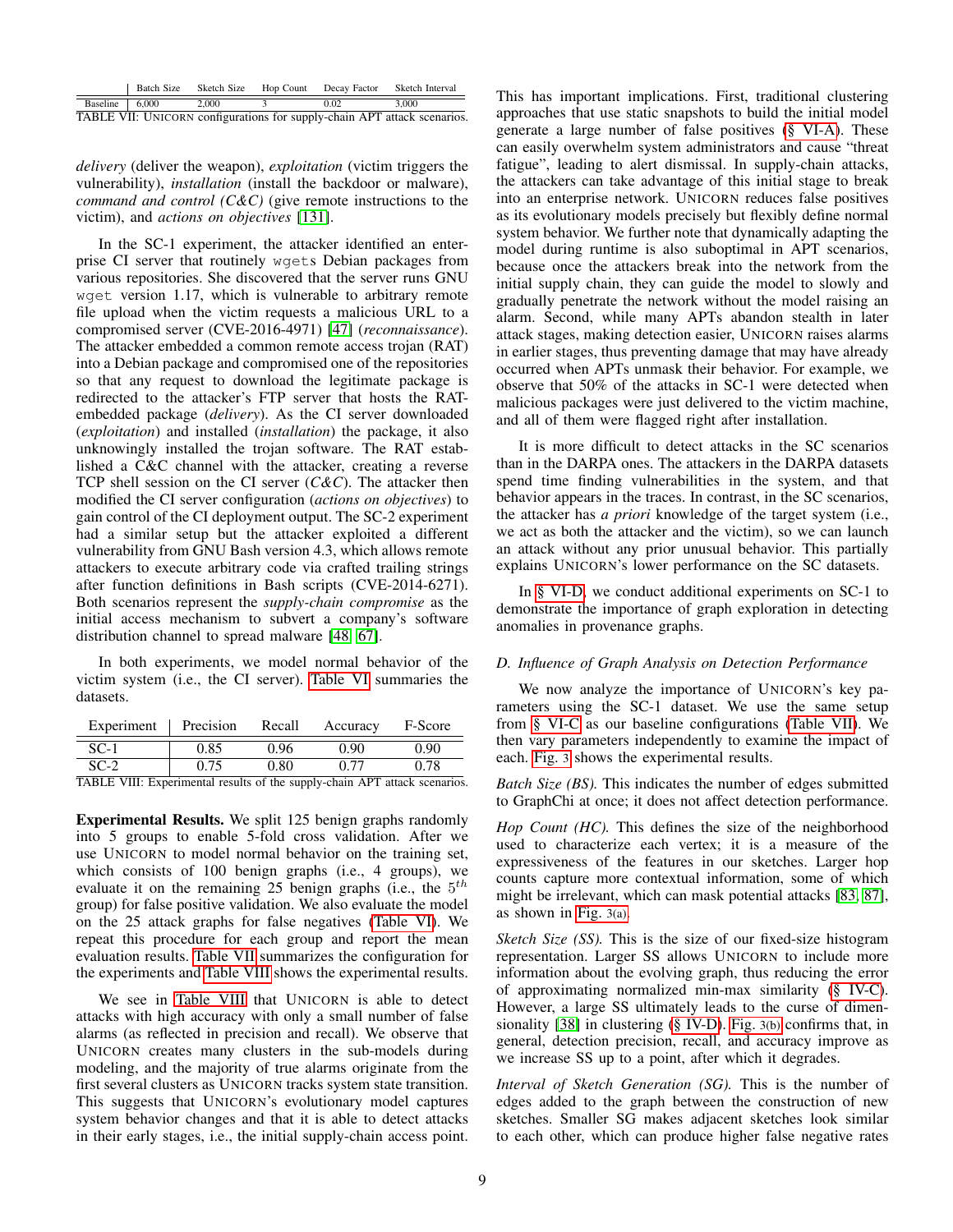| | Batch Size | Sketch Size | Hop Count | Decay Factor | Sketch Interval |
|---|---|---|---|---|---|
| Baseline | 6,000 | 2,000 | 3 | 0.02 | 3,000 |

TABLE VII: UNICORN configurations for supply-chain APT attack scenarios.

*delivery* (deliver the weapon), *exploitation* (victim triggers the vulnerability), *installation* (install the backdoor or malware), *command and control (C&C)* (give remote instructions to the victim), and *actions on objectives* [131].

In the SC-1 experiment, the attacker identified an enterprise CI server that routinely wgets Debian packages from various repositories. She discovered that the server runs GNU wget version 1.17, which is vulnerable to arbitrary remote file upload when the victim requests a malicious URL to a compromised server (CVE-2016-4971) [47] (*reconnaissance*). The attacker embedded a common remote access trojan (RAT) into a Debian package and compromised one of the repositories so that any request to download the legitimate package is redirected to the attacker's FTP server that hosts the RAT-embedded package (*delivery*). As the CI server downloaded (*exploitation*) and installed (*installation*) the package, it also unknowingly installed the trojan software. The RAT established a C&C channel with the attacker, creating a reverse TCP shell session on the CI server (*C&C*). The attacker then modified the CI server configuration (*actions on objectives*) to gain control of the CI deployment output. The SC-2 experiment had a similar setup but the attacker exploited a different vulnerability from GNU Bash version 4.3, which allows remote attackers to execute arbitrary code via crafted trailing strings after function definitions in Bash scripts (CVE-2014-6271). Both scenarios represent the *supply-chain compromise* as the initial access mechanism to subvert a company's software distribution channel to spread malware [48, 67].

In both experiments, we model normal behavior of the victim system (i.e., the CI server). Table VI summaries the datasets.

| Experiment | Precision | Recall | Accuracy | F-Score |
|---|---|---|---|---|
| SC-1 | 0.85 | 0.96 | 0.90 | 0.90 |
| SC-2 | 0.75 | 0.80 | 0.77 | 0.78 |

TABLE VIII: Experimental results of the supply-chain APT attack scenarios.

**Experimental Results.** We split 125 benign graphs randomly into 5 groups to enable 5-fold cross validation. After we use UNICORN to model normal behavior on the training set, which consists of 100 benign graphs (i.e., 4 groups), we evaluate it on the remaining 25 benign graphs (i.e., the $5^{th}$ group) for false positive validation. We also evaluate the model on the 25 attack graphs for false negatives (Table VI). We repeat this procedure for each group and report the mean evaluation results. Table VII summarizes the configuration for the experiments and Table VIII shows the experimental results.

We see in Table VIII that UNICORN is able to detect attacks with high accuracy with only a small number of false alarms (as reflected in precision and recall). We observe that UNICORN creates many clusters in the sub-models during modeling, and the majority of true alarms originate from the first several clusters as UNICORN tracks system state transition. This suggests that UNICORN's evolutionary model captures system behavior changes and that it is able to detect attacks in their early stages, i.e., the initial supply-chain access point. This has important implications. First, traditional clustering approaches that use static snapshots to build the initial model generate a large number of false positives (§ VI-A). These can easily overwhelm system administrators and cause "threat fatigue", leading to alert dismissal. In supply-chain attacks, the attackers can take advantage of this initial stage to break into an enterprise network. UNICORN reduces false positives as its evolutionary models precisely but flexibly define normal system behavior. We further note that dynamically adapting the model during runtime is also suboptimal in APT scenarios, because once the attackers break into the network from the initial supply chain, they can guide the model to slowly and gradually penetrate the network without the model raising an alarm. Second, while many APTs abandon stealth in later attack stages, making detection easier, UNICORN raises alarms in earlier stages, thus preventing damage that may have already occurred when APTs unmask their behavior. For example, we observe that 50% of the attacks in SC-1 were detected when malicious packages were just delivered to the victim machine, and all of them were flagged right after installation.

It is more difficult to detect attacks in the SC scenarios than in the DARPA ones. The attackers in the DARPA datasets spend time finding vulnerabilities in the system, and that behavior appears in the traces. In contrast, in the SC scenarios, the attacker has *a priori* knowledge of the target system (i.e., we act as both the attacker and the victim), so we can launch an attack without any prior unusual behavior. This partially explains UNICORN's lower performance on the SC datasets.

In § VI-D, we conduct additional experiments on SC-1 to demonstrate the importance of graph exploration in detecting anomalies in provenance graphs.

### D. Influence of Graph Analysis on Detection Performance

We now analyze the importance of UNICORN's key parameters using the SC-1 dataset. We use the same setup from § VI-C as our baseline configurations (Table VII). We then vary parameters independently to examine the impact of each. Fig. 3 shows the experimental results.

*Batch Size (BS).* This indicates the number of edges submitted to GraphChi at once; it does not affect detection performance.

*Hop Count (HC).* This defines the size of the neighborhood used to characterize each vertex; it is a measure of the expressiveness of the features in our sketches. Larger hop counts capture more contextual information, some of which might be irrelevant, which can mask potential attacks [83, 87], as shown in Fig. 3(a).

*Sketch Size (SS).* This is the size of our fixed-size histogram representation. Larger SS allows UNICORN to include more information about the evolving graph, thus reducing the error of approximating normalized min-max similarity (§ IV-C). However, a large SS ultimately leads to the curse of dimensionality [38] in clustering (§ IV-D). Fig. 3(b) confirms that, in general, detection precision, recall, and accuracy improve as we increase SS up to a point, after which it degrades.

*Interval of Sketch Generation (SG).* This is the number of edges added to the graph between the construction of new sketches. Smaller SG makes adjacent sketches look similar to each other, which can produce higher false negative rates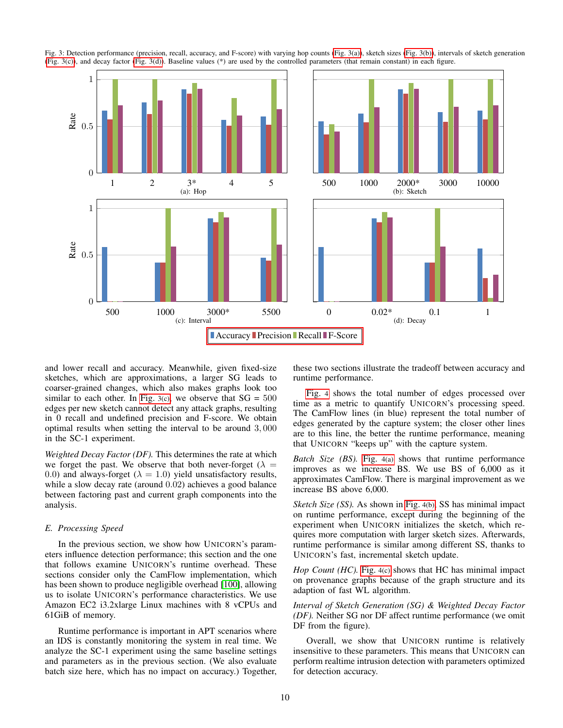Fig. 3: Detection performance (precision, recall, accuracy, and F-score) with varying hop counts (Fig. 3(a)), sketch sizes (Fig. 3(b)), intervals of sketch generation (Fig. 3(c)), and decay factor (Fig. 3(d)). Baseline values (*) are used by the controlled parameters (that remain constant) in each figure.

and lower recall and accuracy. Meanwhile, given fixed-size sketches, which are approximations, a larger SG leads to coarser-grained changes, which also makes graphs look too similar to each other. In Fig. 3(c), we observe that SG = 500 edges per new sketch cannot detect any attack graphs, resulting in 0 recall and undefined precision and F-score. We obtain optimal results when setting the interval to be around 3,000 in the SC-1 experiment.

*Weighted Decay Factor (DF).* This determines the rate at which we forget the past. We observe that both never-forget ($\lambda = 0.0$) and always-forget ($\lambda = 1.0$) yield unsatisfactory results, while a slow decay rate (around 0.02) achieves a good balance between factoring past and current graph components into the analysis.

### E. Processing Speed

In the previous section, we show how UNICORN's parameters influence detection performance; this section and the one that follows examine UNICORN's runtime overhead. These sections consider only the CamFlow implementation, which has been shown to produce negligible overhead [100], allowing us to isolate UNICORN's performance characteristics. We use Amazon EC2 i3.2xlarge Linux machines with 8 vCPUs and 61GiB of memory.

Runtime performance is important in APT scenarios where an IDS is constantly monitoring the system in real time. We analyze the SC-1 experiment using the same baseline settings and parameters as in the previous section. (We also evaluate batch size here, which has no impact on accuracy.) Together, these two sections illustrate the tradeoff between accuracy and runtime performance.

Fig. 4 shows the total number of edges processed over time as a metric to quantify UNICORN's processing speed. The CamFlow lines (in blue) represent the total number of edges generated by the capture system; the closer other lines are to this line, the better the runtime performance, meaning that UNICORN "keeps up" with the capture system.

*Batch Size (BS).* Fig. 4(a) shows that runtime performance improves as we increase BS. We use BS of 6,000 as it approximates CamFlow. There is marginal improvement as we increase BS above 6,000.

*Sketch Size (SS).* As shown in Fig. 4(b), SS has minimal impact on runtime performance, except during the beginning of the experiment when UNICORN initializes the sketch, which requires more computation with larger sketch sizes. Afterwards, runtime performance is similar among different SS, thanks to UNICORN's fast, incremental sketch update.

*Hop Count (HC).* Fig. 4(c) shows that HC has minimal impact on provenance graphs because of the graph structure and its adaption of fast WL algorithm.

*Interval of Sketch Generation (SG) & Weighted Decay Factor (DF).* Neither SG nor DF affect runtime performance (we omit DF from the figure).

Overall, we show that UNICORN runtime is relatively insensitive to these parameters. This means that UNICORN can perform realtime intrusion detection with parameters optimized for detection accuracy.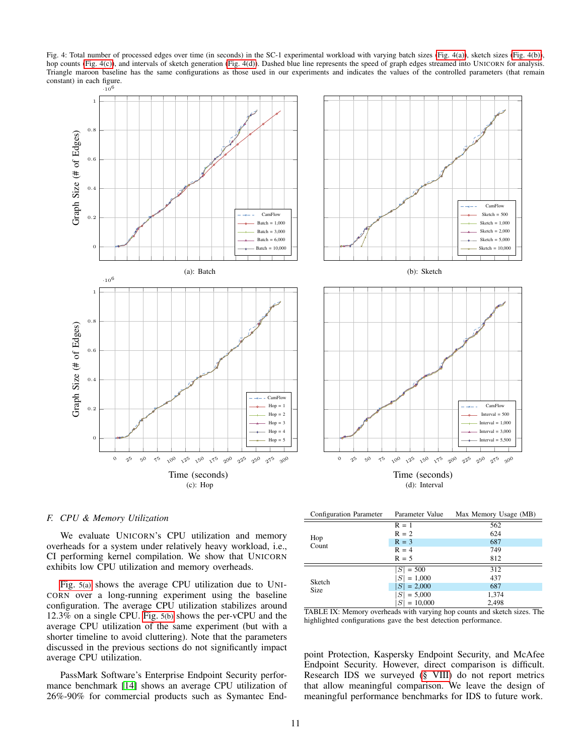Fig. 4: Total number of processed edges over time (in seconds) in the SC-1 experimental workload with varying batch sizes (Fig. 4(a)), sketch sizes (Fig. 4(b)), hop counts (Fig. 4(c)), and intervals of sketch generation (Fig. 4(d)). Dashed blue line represents the speed of graph edges streamed into UNICORN for analysis. Triangle maroon baseline has the same configurations as those used in our experiments and indicates the values of the controlled parameters (that remain constant) in each figure.

(a): Batch

(b): Sketch

(c): Hop

(d): Interval

### F. CPU & Memory Utilization

We evaluate UNICORN's CPU utilization and memory overheads for a system under relatively heavy workload, i.e., CI performing kernel compilation. We show that UNICORN exhibits low CPU utilization and memory overheads.

Fig. 5(a) shows the average CPU utilization due to UNICORN over a long-running experiment using the baseline configuration. The average CPU utilization stabilizes around 12.3% on a single CPU. Fig. 5(b) shows the per-vCPU and the average CPU utilization of the same experiment (but with a shorter timeline to avoid cluttering). Note that the parameters discussed in the previous sections do not significantly impact average CPU utilization.

PassMark Software's Enterprise Endpoint Security performance benchmark [14] shows an average CPU utilization of 26%-90% for commercial products such as Symantec Endpoint Protection, Kaspersky Endpoint Security, and McAfee Endpoint Security. However, direct comparison is difficult. Research IDS we surveyed (§ VIII) do not report metrics that allow meaningful comparison. We leave the design of meaningful performance benchmarks for IDS to future work.

| Configuration Parameter | Parameter Value | Max Memory Usage (MB) |
|---|---|---|
| Hop Count | R = 1 | 562 |
| | R = 2 | 624 |
| | R = 3 | 687 |
| | R = 4 | 749 |
| | R = 5 | 812 |
| Sketch Size | $\|S\|$ = 500 | 312 |
| | $\|S\|$ = 1,000 | 437 |
| | $\|S\|$ = 2,000 | 687 |
| | $\|S\|$ = 5,000 | 1,374 |
| | $\|S\|$ = 10,000 | 2,498 |

TABLE IX: Memory overheads with varying hop counts and sketch sizes. The highlighted configurations gave the best detection performance.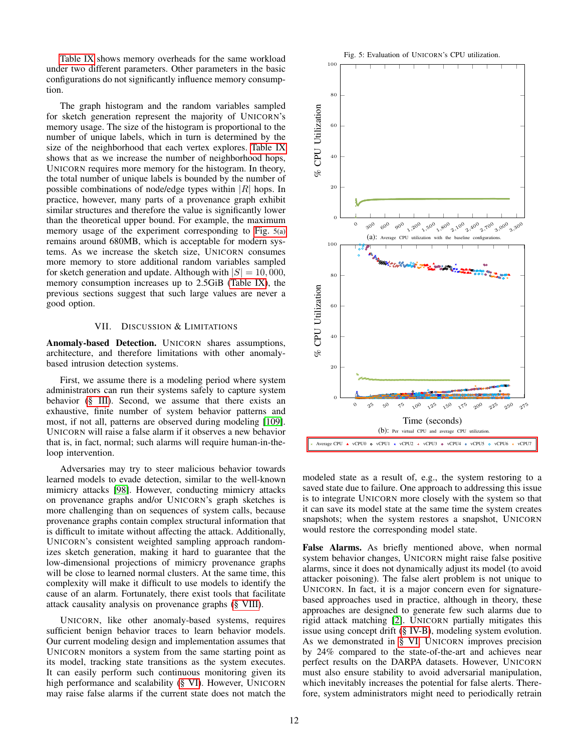Table IX shows memory overheads for the same workload under two different parameters. Other parameters in the basic configurations do not significantly influence memory consumption.

The graph histogram and the random variables sampled for sketch generation represent the majority of UNICORN's memory usage. The size of the histogram is proportional to the number of unique labels, which in turn is determined by the size of the neighborhood that each vertex explores. Table IX shows that as we increase the number of neighborhood hops, UNICORN requires more memory for the histogram. In theory, the total number of unique labels is bounded by the number of possible combinations of node/edge types within $|R|$ hops. In practice, however, many parts of a provenance graph exhibit similar structures and therefore the value is significantly lower than the theoretical upper bound. For example, the maximum memory usage of the experiment corresponding to Fig. 5(a) remains around 680MB, which is acceptable for modern systems. As we increase the sketch size, UNICORN consumes more memory to store additional random variables sampled for sketch generation and update. Although with $|S| = 10,000$, memory consumption increases up to 2.5GiB (Table IX), the previous sections suggest that such large values are never a good option.

## VII. Discussion & Limitations

**Anomaly-based Detection.** UNICORN shares assumptions, architecture, and therefore limitations with other anomaly-based intrusion detection systems.

First, we assume there is a modeling period where system administrators can run their systems safely to capture system behavior (§ III). Second, we assume that there exists an exhaustive, finite number of system behavior patterns and most, if not all, patterns are observed during modeling [109]. UNICORN will raise a false alarm if it observes a new behavior that is, in fact, normal; such alarms will require human-in-the-loop intervention.

Adversaries may try to steer malicious behavior towards learned models to evade detection, similar to the well-known mimicry attacks [98]. However, conducting mimicry attacks on provenance graphs and/or UNICORN's graph sketches is more challenging than on sequences of system calls, because provenance graphs contain complex structural information that is difficult to imitate without affecting the attack. Additionally, UNICORN's consistent weighted sampling approach randomizes sketch generation, making it hard to guarantee that the low-dimensional projections of mimicry provenance graphs will be close to learned normal clusters. At the same time, this complexity will make it difficult to use models to identify the cause of an alarm. Fortunately, there exist tools that facilitate attack causality analysis on provenance graphs (§ VIII).

UNICORN, like other anomaly-based systems, requires sufficient benign behavior traces to learn behavior models. Our current modeling design and implementation assumes that UNICORN monitors a system from the same starting point as its model, tracking state transitions as the system executes. It can easily perform such continuous monitoring given its high performance and scalability (§ VI). However, UNICORN may raise false alarms if the current state does not match the modeled state as a result of, e.g., the system restoring to a saved state due to failure. One approach to addressing this issue is to integrate UNICORN more closely with the system so that it can save its model state at the same time the system creates snapshots; when the system restores a snapshot, UNICORN would restore the corresponding model state.

Fig. 5: Evaluation of UNICORN's CPU utilization.

(a): Average CPU utilization with the baseline configurations.

(b): Per virtual CPU and average CPU utilization.

**False Alarms.** As briefly mentioned above, when normal system behavior changes, UNICORN might raise false positive alarms, since it does not dynamically adjust its model (to avoid attacker poisoning). The false alert problem is not unique to UNICORN. In fact, it is a major concern even for signature-based approaches used in practice, although in theory, these approaches are designed to generate few such alarms due to rigid attack matching [2]. UNICORN partially mitigates this issue using concept drift (§ IV-B), modeling system evolution. As we demonstrated in § VI, UNICORN improves precision by 24% compared to the state-of-the-art and achieves near perfect results on the DARPA datasets. However, UNICORN must also ensure stability to avoid adversarial manipulation, which inevitably increases the potential for false alerts. Therefore, system administrators might need to periodically retrain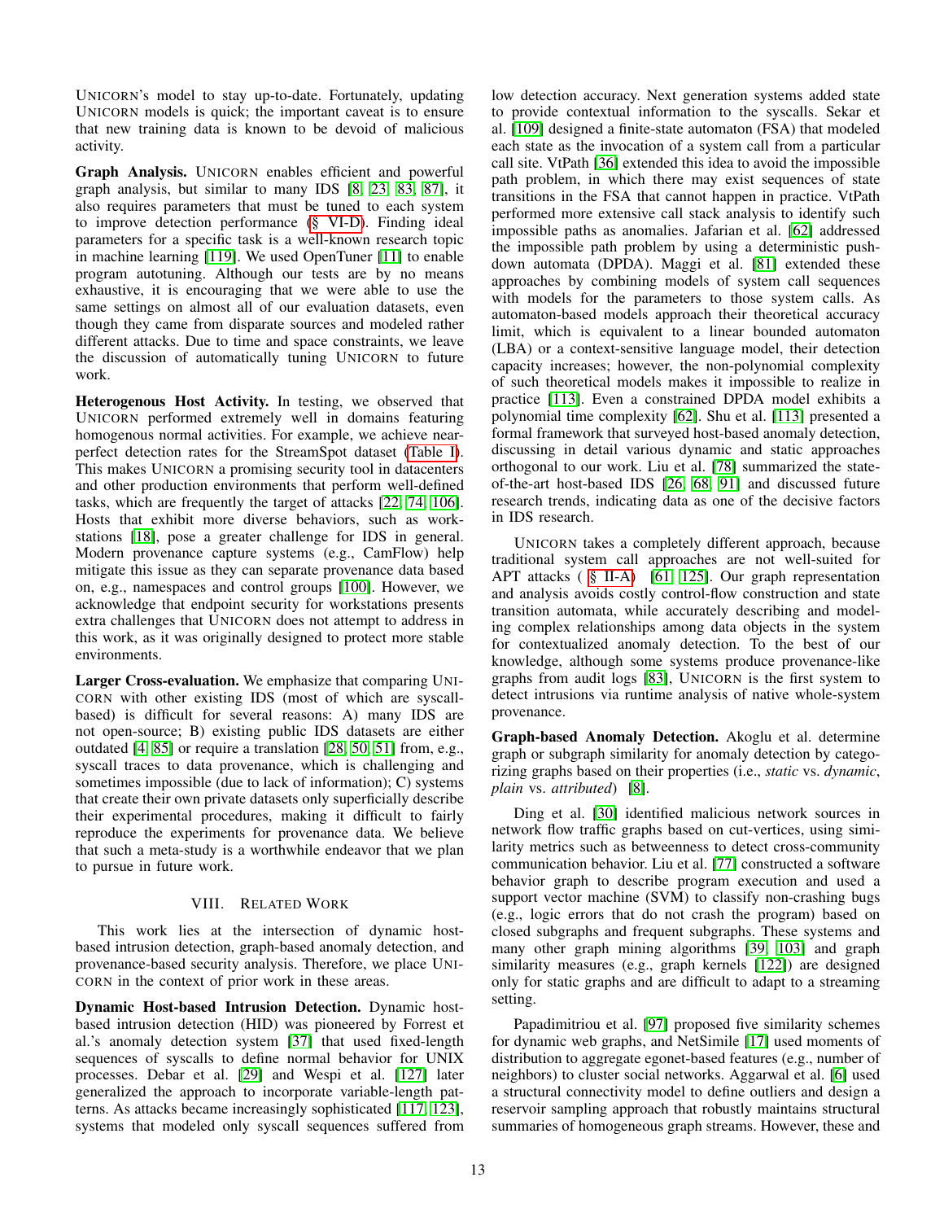UNICORN's model to stay up-to-date. Fortunately, updating UNICORN models is quick; the important caveat is to ensure that new training data is known to be devoid of malicious activity.

**Graph Analysis.** UNICORN enables efficient and powerful graph analysis, but similar to many IDS [8, 23, 83, 87], it also requires parameters that must be tuned to each system to improve detection performance (§ VI-D). Finding ideal parameters for a specific task is a well-known research topic in machine learning [119]. We used OpenTuner [11] to enable program autotuning. Although our tests are by no means exhaustive, it is encouraging that we were able to use the same settings on almost all of our evaluation datasets, even though they came from disparate sources and modeled rather different attacks. Due to time and space constraints, we leave the discussion of automatically tuning UNICORN to future work.

**Heterogenous Host Activity.** In testing, we observed that UNICORN performed extremely well in domains featuring homogenous normal activities. For example, we achieve near-perfect detection rates for the StreamSpot dataset (Table I). This makes UNICORN a promising security tool in datacenters and other production environments that perform well-defined tasks, which are frequently the target of attacks [22, 74, 106]. Hosts that exhibit more diverse behaviors, such as workstations [18], pose a greater challenge for IDS in general. Modern provenance capture systems (e.g., CamFlow) help mitigate this issue as they can separate provenance data based on, e.g., namespaces and control groups [100]. However, we acknowledge that endpoint security for workstations presents extra challenges that UNICORN does not attempt to address in this work, as it was originally designed to protect more stable environments.

**Larger Cross-evaluation.** We emphasize that comparing UNICORN with other existing IDS (most of which are syscall-based) is difficult for several reasons: A) many IDS are not open-source; B) existing public IDS datasets are either outdated [4, 85] or require a translation [28, 50, 51] from, e.g., syscall traces to data provenance, which is challenging and sometimes impossible (due to lack of information); C) systems that create their own private datasets only superficially describe their experimental procedures, making it difficult to fairly reproduce the experiments for provenance data. We believe that such a meta-study is a worthwhile endeavor that we plan to pursue in future work.

## VIII. RELATED WORK

This work lies at the intersection of dynamic host-based intrusion detection, graph-based anomaly detection, and provenance-based security analysis. Therefore, we place UNICORN in the context of prior work in these areas.

**Dynamic Host-based Intrusion Detection.** Dynamic host-based intrusion detection (HID) was pioneered by Forrest et al.'s anomaly detection system [37] that used fixed-length sequences of syscalls to define normal behavior for UNIX processes. Debar et al. [29] and Wespi et al. [127] later generalized the approach to incorporate variable-length patterns. As attacks became increasingly sophisticated [117, 123], systems that modeled only syscall sequences suffered from low detection accuracy. Next generation systems added state to provide contextual information to the syscalls. Sekar et al. [109] designed a finite-state automaton (FSA) that modeled each state as the invocation of a system call from a particular call site. VtPath [36] extended this idea to avoid the impossible path problem, in which there may exist sequences of state transitions in the FSA that cannot happen in practice. VtPath performed more extensive call stack analysis to identify such impossible paths as anomalies. Jafarian et al. [62] addressed the impossible path problem by using a deterministic push-down automata (DPDA). Maggi et al. [81] extended these approaches by combining models of system call sequences with models for the parameters to those system calls. As automaton-based models approach their theoretical accuracy limit, which is equivalent to a linear bounded automaton (LBA) or a context-sensitive language model, their detection capacity increases; however, the non-polynomial complexity of such theoretical models makes it impossible to realize in practice [113]. Even a constrained DPDA model exhibits a polynomial time complexity [62]. Shu et al. [113] presented a formal framework that surveyed host-based anomaly detection, discussing in detail various dynamic and static approaches orthogonal to our work. Liu et al. [78] summarized the state-of-the-art host-based IDS [26, 68, 91] and discussed future research trends, indicating data as one of the decisive factors in IDS research.

UNICORN takes a completely different approach, because traditional system call approaches are not well-suited for APT attacks (§ II-A) [61, 125]. Our graph representation and analysis avoids costly control-flow construction and state transition automata, while accurately describing and modeling complex relationships among data objects in the system for contextualized anomaly detection. To the best of our knowledge, although some systems produce provenance-like graphs from audit logs [83], UNICORN is the first system to detect intrusions via runtime analysis of native whole-system provenance.

**Graph-based Anomaly Detection.** Akoglu et al. determine graph or subgraph similarity for anomaly detection by categorizing graphs based on their properties (i.e., *static* vs. *dynamic*, *plain* vs. *attributed*) [8].

Ding et al. [30] identified malicious network sources in network flow traffic graphs based on cut-vertices, using similarity metrics such as betweenness to detect cross-community communication behavior. Liu et al. [77] constructed a software behavior graph to describe program execution and used a support vector machine (SVM) to classify non-crashing bugs (e.g., logic errors that do not crash the program) based on closed subgraphs and frequent subgraphs. These systems and many other graph mining algorithms [39, 103] and graph similarity measures (e.g., graph kernels [122]) are designed only for static graphs and are difficult to adapt to a streaming setting.

Papadimitriou et al. [97] proposed five similarity schemes for dynamic web graphs, and NetSimile [17] used moments of distribution to aggregate egonet-based features (e.g., number of neighbors) to cluster social networks. Aggarwal et al. [6] used a structural connectivity model to define outliers and design a reservoir sampling approach that robustly maintains structural summaries of homogeneous graph streams. However, these and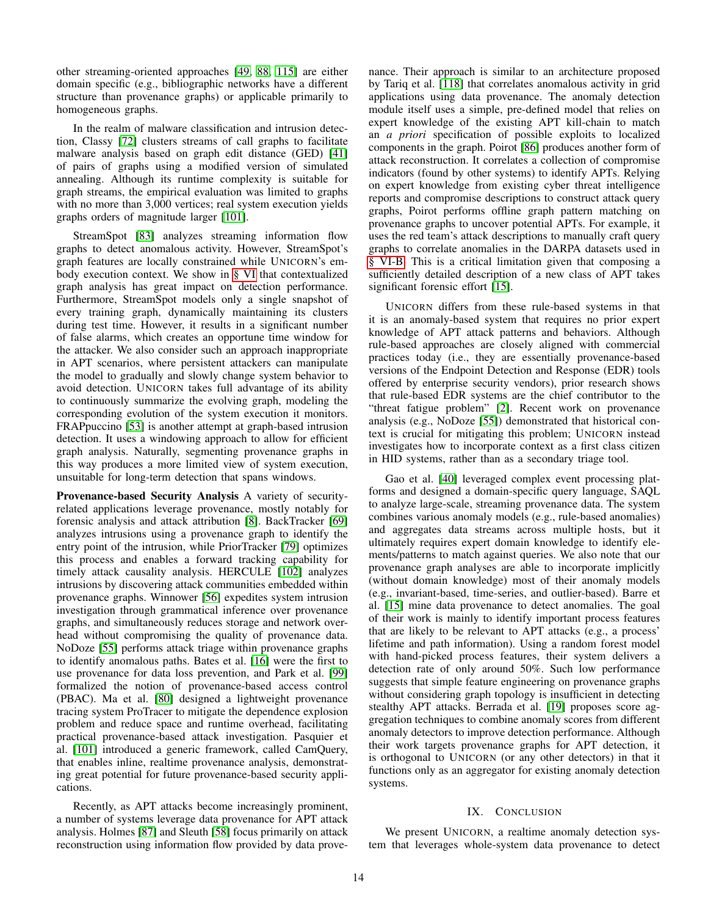other streaming-oriented approaches [49, 88, 115] are either domain specific (e.g., bibliographic networks have a different structure than provenance graphs) or applicable primarily to homogeneous graphs.

In the realm of malware classification and intrusion detection, Classy [72] clusters streams of call graphs to facilitate malware analysis based on graph edit distance (GED) [41] of pairs of graphs using a modified version of simulated annealing. Although its runtime complexity is suitable for graph streams, the empirical evaluation was limited to graphs with no more than 3,000 vertices; real system execution yields graphs orders of magnitude larger [101].

StreamSpot [83] analyzes streaming information flow graphs to detect anomalous activity. However, StreamSpot's graph features are locally constrained while UNICORN's embody execution context. We show in § VI that contextualized graph analysis has great impact on detection performance. Furthermore, StreamSpot models only a single snapshot of every training graph, dynamically maintaining its clusters during test time. However, it results in a significant number of false alarms, which creates an opportune time window for the attacker. We also consider such an approach inappropriate in APT scenarios, where persistent attackers can manipulate the model to gradually and slowly change system behavior to avoid detection. UNICORN takes full advantage of its ability to continuously summarize the evolving graph, modeling the corresponding evolution of the system execution it monitors. FRAPpuccino [53] is another attempt at graph-based intrusion detection. It uses a windowing approach to allow for efficient graph analysis. Naturally, segmenting provenance graphs in this way produces a more limited view of system execution, unsuitable for long-term detection that spans windows.

**Provenance-based Security Analysis** A variety of security-related applications leverage provenance, mostly notably for forensic analysis and attack attribution [8]. BackTracker [69] analyzes intrusions using a provenance graph to identify the entry point of the intrusion, while PriorTracker [79] optimizes this process and enables a forward tracking capability for timely attack causality analysis. HERCULE [102] analyzes intrusions by discovering attack communities embedded within provenance graphs. Winnower [56] expedites system intrusion investigation through grammatical inference over provenance graphs, and simultaneously reduces storage and network overhead without compromising the quality of provenance data. NoDoze [55] performs attack triage within provenance graphs to identify anomalous paths. Bates et al. [16] were the first to use provenance for data loss prevention, and Park et al. [99] formalized the notion of provenance-based access control (PBAC). Ma et al. [80] designed a lightweight provenance tracing system ProTracer to mitigate the dependence explosion problem and reduce space and runtime overhead, facilitating practical provenance-based attack investigation. Pasquier et al. [101] introduced a generic framework, called CamQuery, that enables inline, realtime provenance analysis, demonstrating great potential for future provenance-based security applications.

Recently, as APT attacks become increasingly prominent, a number of systems leverage data provenance for APT attack analysis. Holmes [87] and Sleuth [58] focus primarily on attack reconstruction using information flow provided by data provenance. Their approach is similar to an architecture proposed by Tariq et al. [118] that correlates anomalous activity in grid applications using data provenance. The anomaly detection module itself uses a simple, pre-defined model that relies on expert knowledge of the existing APT kill-chain to match an *a priori* specification of possible exploits to localized components in the graph. Poirot [86] produces another form of attack reconstruction. It correlates a collection of compromise indicators (found by other systems) to identify APTs. Relying on expert knowledge from existing cyber threat intelligence reports and compromise descriptions to construct attack query graphs, Poirot performs offline graph pattern matching on provenance graphs to uncover potential APTs. For example, it uses the red team's attack descriptions to manually craft query graphs to correlate anomalies in the DARPA datasets used in § VI-B. This is a critical limitation given that composing a sufficiently detailed description of a new class of APT takes significant forensic effort [15].

UNICORN differs from these rule-based systems in that it is an anomaly-based system that requires no prior expert knowledge of APT attack patterns and behaviors. Although rule-based approaches are closely aligned with commercial practices today (i.e., they are essentially provenance-based versions of the Endpoint Detection and Response (EDR) tools offered by enterprise security vendors), prior research shows that rule-based EDR systems are the chief contributor to the "threat fatigue problem" [2]. Recent work on provenance analysis (e.g., NoDoze [55]) demonstrated that historical context is crucial for mitigating this problem; UNICORN instead investigates how to incorporate context as a first class citizen in HID systems, rather than as a secondary triage tool.

Gao et al. [40] leveraged complex event processing platforms and designed a domain-specific query language, SAQL to analyze large-scale, streaming provenance data. The system combines various anomaly models (e.g., rule-based anomalies) and aggregates data streams across multiple hosts, but it ultimately requires expert domain knowledge to identify elements/patterns to match against queries. We also note that our provenance graph analyses are able to incorporate implicitly (without domain knowledge) most of their anomaly models (e.g., invariant-based, time-series, and outlier-based). Barre et al. [15] mine data provenance to detect anomalies. The goal of their work is mainly to identify important process features that are likely to be relevant to APT attacks (e.g., a process' lifetime and path information). Using a random forest model with hand-picked process features, their system delivers a detection rate of only around 50%. Such low performance suggests that simple feature engineering on provenance graphs without considering graph topology is insufficient in detecting stealthy APT attacks. Berrada et al. [19] proposes score aggregation techniques to combine anomaly scores from different anomaly detectors to improve detection performance. Although their work targets provenance graphs for APT detection, it is orthogonal to UNICORN (or any other detectors) in that it functions only as an aggregator for existing anomaly detection systems.

## IX. CONCLUSION

We present UNICORN, a realtime anomaly detection system that leverages whole-system data provenance to detect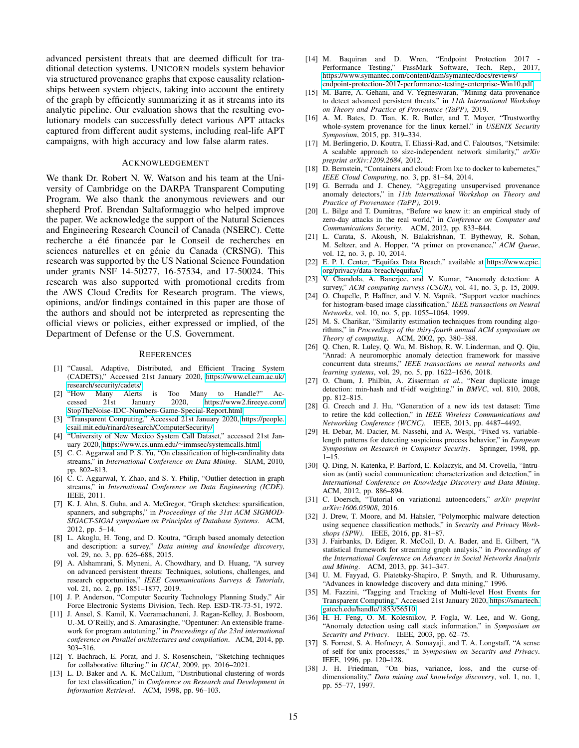advanced persistent threats that are deemed difficult for traditional detection systems. UNICORN models system behavior via structured provenance graphs that expose causality relationships between system objects, taking into account the entirety of the graph by efficiently summarizing it as it streams into its analytic pipeline. Our evaluation shows that the resulting evolutionary models can successfully detect various APT attacks captured from different audit systems, including real-life APT campaigns, with high accuracy and low false alarm rates.

## ACKNOWLEDGEMENT

We thank Dr. Robert N. W. Watson and his team at the University of Cambridge on the DARPA Transparent Computing Program. We also thank the anonymous reviewers and our shepherd Prof. Brendan Saltaformaggio who helped improve the paper. We acknowledge the support of the Natural Sciences and Engineering Research Council of Canada (NSERC). Cette recherche a été financée par le Conseil de recherches en sciences naturelles et en génie du Canada (CRSNG). This research was supported by the US National Science Foundation under grants NSF 14-50277, 16-57534, and 17-50024. This research was also supported with promotional credits from the AWS Cloud Credits for Research program. The views, opinions, and/or findings contained in this paper are those of the authors and should not be interpreted as representing the official views or policies, either expressed or implied, of the Department of Defense or the U.S. Government.

## REFERENCES

[1] "Causal, Adaptive, Distributed, and Efficient Tracing System (CADETS)," Accessed 21st January 2020, https://www.cl.cam.ac.uk/research/security/cadets/

[2] "How Many Alerts is Too Many to Handle?" Accessed 21st January 2020, https://www2.fireeye.com/StopTheNoise-IDC-Numbers-Game-Special-Report.html

[3] "Transparent Computing," Accessed 21st January 2020, https://people.csail.mit.edu/rinard/research/ComputerSecurity/

[4] "University of New Mexico System Call Dataset," accessed 21st January 2020, https://www.cs.unm.edu/~immsec/systemcalls.html

[5] C. C. Aggarwal and P. S. Yu, "On classification of high-cardinality data streams," in *International Conference on Data Mining*. SIAM, 2010, pp. 802–813.

[6] C. C. Aggarwal, Y. Zhao, and S. Y. Philip, "Outlier detection in graph streams," in *International Conference on Data Engineering (ICDE)*. IEEE, 2011.

[7] K. J. Ahn, S. Guha, and A. McGregor, "Graph sketches: sparsification, spanners, and subgraphs," in *Proceedings of the 31st ACM SIGMOD-SIGACT-SIGAI symposium on Principles of Database Systems*. ACM, 2012, pp. 5–14.

[8] L. Akoglu, H. Tong, and D. Koutra, "Graph based anomaly detection and description: a survey," *Data mining and knowledge discovery*, vol. 29, no. 3, pp. 626–688, 2015.

[9] A. Alshamrani, S. Myneni, A. Chowdhary, and D. Huang, "A survey on advanced persistent threats: Techniques, solutions, challenges, and research opportunities," *IEEE Communications Surveys & Tutorials*, vol. 21, no. 2, pp. 1851–1877, 2019.

[10] J. P. Anderson, "Computer Security Technology Planning Study," Air Force Electronic Systems Division, Tech. Rep. ESD-TR-73-51, 1972.

[11] J. Ansel, S. Kamil, K. Veeramachaneni, J. Ragan-Kelley, J. Bosboom, U.-M. O'Reilly, and S. Amarasinghe, "Opentuner: An extensible framework for program autotuning," in *Proceedings of the 23rd international conference on Parallel architectures and compilation*. ACM, 2014, pp. 303–316.

[12] Y. Bachrach, E. Porat, and J. S. Rosenschein, "Sketching techniques for collaborative filtering." in *IJCAI*, 2009, pp. 2016–2021.

[13] L. D. Baker and A. K. McCallum, "Distributional clustering of words for text classification," in *Conference on Research and Development in Information Retrieval*. ACM, 1998, pp. 96–103.

[14] M. Baquiran and D. Wren, "Endpoint Protection 2017 - Performance Testing," PassMark Software, Tech. Rep., 2017, https://www.symantec.com/content/dam/symantec/docs/reviews/endpoint-protection-2017-performance-testing-enterprise-Win10.pdf

[15] M. Barre, A. Gehani, and V. Yegneswaran, "Mining data provenance to detect advanced persistent threats," in *11th International Workshop on Theory and Practice of Provenance (TaPP)*, 2019.

[16] A. M. Bates, D. Tian, K. R. Butler, and T. Moyer, "Trustworthy whole-system provenance for the linux kernel." in *USENIX Security Symposium*, 2015, pp. 319–334.

[17] M. Berlingerio, D. Koutra, T. Eliassi-Rad, and C. Faloutsos, "Netsimile: A scalable approach to size-independent network similarity," *arXiv preprint arXiv:1209.2684*, 2012.

[18] D. Bernstein, "Containers and cloud: From lxc to docker to kubernetes," *IEEE Cloud Computing*, no. 3, pp. 81–84, 2014.

[19] G. Berrada and J. Cheney, "Aggregating unsupervised provenance anomaly detectors," in *11th International Workshop on Theory and Practice of Provenance (TaPP)*, 2019.

[20] L. Bilge and T. Dumitras, "Before we knew it: an empirical study of zero-day attacks in the real world," in *Conference on Computer and Communications Security*. ACM, 2012, pp. 833–844.

[21] L. Carata, S. Akoush, N. Balakrishnan, T. Bytheway, R. Sohan, M. Seltzer, and A. Hopper, "A primer on provenance," *ACM Queue*, vol. 12, no. 3, p. 10, 2014.

[22] E. P. I. Center, "Equifax Data Breach," available at https://www.epic.org/privacy/data-breach/equifax/

[23] V. Chandola, A. Banerjee, and V. Kumar, "Anomaly detection: A survey," *ACM computing surveys (CSUR)*, vol. 41, no. 3, p. 15, 2009.

[24] O. Chapelle, P. Haffner, and V. N. Vapnik, "Support vector machines for histogram-based image classification," *IEEE transactions on Neural Networks*, vol. 10, no. 5, pp. 1055–1064, 1999.

[25] M. S. Charikar, "Similarity estimation techniques from rounding algorithms," in *Proceedings of the thiry-fourth annual ACM symposium on Theory of computing*. ACM, 2002, pp. 380–388.

[26] Q. Chen, R. Luley, Q. Wu, M. Bishop, R. W. Linderman, and Q. Qiu, "Anrad: A neuromorphic anomaly detection framework for massive concurrent data streams," *IEEE transactions on neural networks and learning systems*, vol. 29, no. 5, pp. 1622–1636, 2018.

[27] O. Chum, J. Philbin, A. Zisserman *et al.*, "Near duplicate image detection: min-hash and tf-idf weighting." in *BMVC*, vol. 810, 2008, pp. 812–815.

[28] G. Creech and J. Hu, "Generation of a new ids test dataset: Time to retire the kdd collection," in *IEEE Wireless Communications and Networking Conference (WCNC)*. IEEE, 2013, pp. 4487–4492.

[29] H. Debar, M. Dacier, M. Nassehi, and A. Wespi, "Fixed vs. variable-length patterns for detecting suspicious process behavior," in *European Symposium on Research in Computer Security*. Springer, 1998, pp. 1–15.

[30] Q. Ding, N. Katenka, P. Barford, E. Kolaczyk, and M. Crovella, "Intrusion as (anti) social communication: characterization and detection," in *International Conference on Knowledge Discovery and Data Mining*. ACM, 2012, pp. 886–894.

[31] C. Doersch, "Tutorial on variational autoencoders," *arXiv preprint arXiv:1606.05908*, 2016.

[32] J. Drew, T. Moore, and M. Hahsler, "Polymorphic malware detection using sequence classification methods," in *Security and Privacy Workshops (SPW)*. IEEE, 2016, pp. 81–87.

[33] J. Fairbanks, D. Ediger, R. McColl, D. A. Bader, and E. Gilbert, "A statistical framework for streaming graph analysis," in *Proceedings of the International Conference on Advances in Social Networks Analysis and Mining*. ACM, 2013, pp. 341–347.

[34] U. M. Fayyad, G. Piatetsky-Shapiro, P. Smyth, and R. Uthurusamy, "Advances in knowledge discovery and data mining," 1996.

[35] M. Fazzini, "Tagging and Tracking of Multi-level Host Events for Transparent Computing," Accessed 21st January 2020, https://smartech.gatech.edu/handle/1853/56510

[36] H. H. Feng, O. M. Kolesnikov, P. Fogla, W. Lee, and W. Gong, "Anomaly detection using call stack information," in *Symposium on Security and Privacy*. IEEE, 2003, pp. 62–75.

[37] S. Forrest, S. A. Hofmeyr, A. Somayaji, and T. A. Longstaff, "A sense of self for unix processes," in *Symposium on Security and Privacy*. IEEE, 1996, pp. 120–128.

[38] J. H. Friedman, "On bias, variance, loss, and the curse-of-dimensionality," *Data mining and knowledge discovery*, vol. 1, no. 1, pp. 55–77, 1997.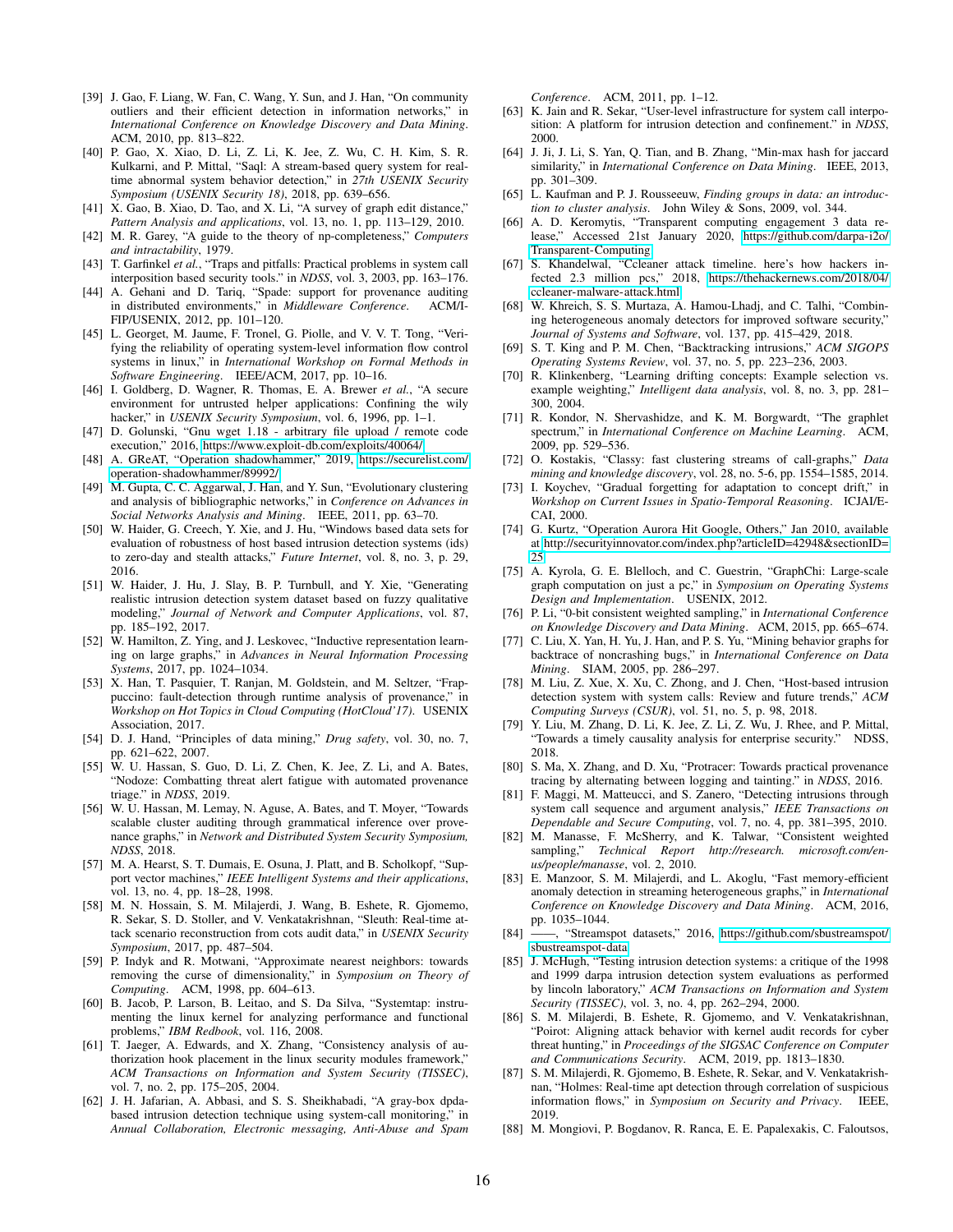[39] J. Gao, F. Liang, W. Fan, C. Wang, Y. Sun, and J. Han, "On community outliers and their efficient detection in information networks," in *International Conference on Knowledge Discovery and Data Mining*. ACM, 2010, pp. 813–822.

[40] P. Gao, X. Xiao, D. Li, Z. Li, K. Jee, Z. Wu, C. H. Kim, S. R. Kulkarni, and P. Mittal, "Saql: A stream-based query system for real-time abnormal system behavior detection," in *27th USENIX Security Symposium (USENIX Security 18)*, 2018, pp. 639–656.

[41] X. Gao, B. Xiao, D. Tao, and X. Li, "A survey of graph edit distance," *Pattern Analysis and applications*, vol. 13, no. 1, pp. 113–129, 2010.

[42] M. R. Garey, "A guide to the theory of np-completeness," *Computers and intractability*, 1979.

[43] T. Garfinkel *et al.*, "Traps and pitfalls: Practical problems in system call interposition based security tools." in *NDSS*, vol. 3, 2003, pp. 163–176.

[44] A. Gehani and D. Tariq, "Spade: support for provenance auditing in distributed environments," in *Middleware Conference*. ACM/IFIP/USENIX, 2012, pp. 101–120.

[45] L. Georget, M. Jaume, F. Tronel, G. Piolle, and V. V. T. Tong, "Verifying the reliability of operating system-level information flow control systems in linux," in *International Workshop on Formal Methods in Software Engineering*. IEEE/ACM, 2017, pp. 10–16.

[46] I. Goldberg, D. Wagner, R. Thomas, E. A. Brewer *et al.*, "A secure environment for untrusted helper applications: Confining the wily hacker," in *USENIX Security Symposium*, vol. 6, 1996, pp. 1–1.

[47] D. Golunski, "Gnu wget 1.18 - arbitrary file upload / remote code execution," 2016, https://www.exploit-db.com/exploits/40064/.

[48] A. GReAT, "Operation shadowhammer," 2019, https://securelist.com/operation-shadowhammer/89992/.

[49] M. Gupta, C. C. Aggarwal, J. Han, and Y. Sun, "Evolutionary clustering and analysis of bibliographic networks," in *Conference on Advances in Social Networks Analysis and Mining*. IEEE, 2011, pp. 63–70.

[50] W. Haider, G. Creech, Y. Xie, and J. Hu, "Windows based data sets for evaluation of robustness of host based intrusion detection systems (ids) to zero-day and stealth attacks," *Future Internet*, vol. 8, no. 3, p. 29, 2016.

[51] W. Haider, J. Hu, J. Slay, B. P. Turnbull, and Y. Xie, "Generating realistic intrusion detection system dataset based on fuzzy qualitative modeling," *Journal of Network and Computer Applications*, vol. 87, pp. 185–192, 2017.

[52] W. Hamilton, Z. Ying, and J. Leskovec, "Inductive representation learning on large graphs," in *Advances in Neural Information Processing Systems*, 2017, pp. 1024–1034.

[53] X. Han, T. Pasquier, T. Ranjan, M. Goldstein, and M. Seltzer, "Frappuccino: fault-detection through runtime analysis of provenance," in *Workshop on Hot Topics in Cloud Computing (HotCloud'17)*. USENIX Association, 2017.

[54] D. J. Hand, "Principles of data mining," *Drug safety*, vol. 30, no. 7, pp. 621–622, 2007.

[55] W. U. Hassan, S. Guo, D. Li, Z. Chen, K. Jee, Z. Li, and A. Bates, "Nodoze: Combatting threat alert fatigue with automated provenance triage." in *NDSS*, 2019.

[56] W. U. Hassan, M. Lemay, N. Aguse, A. Bates, and T. Moyer, "Towards scalable cluster auditing through grammatical inference over provenance graphs," in *Network and Distributed System Security Symposium, NDSS*, 2018.

[57] M. A. Hearst, S. T. Dumais, E. Osuna, J. Platt, and B. Scholkopf, "Support vector machines," *IEEE Intelligent Systems and their applications*, vol. 13, no. 4, pp. 18–28, 1998.

[58] M. N. Hossain, S. M. Milajerdi, J. Wang, B. Eshete, R. Gjomemo, R. Sekar, S. D. Stoller, and V. Venkatakrishnan, "Sleuth: Real-time attack scenario reconstruction from cots audit data," in *USENIX Security Symposium*, 2017, pp. 487–504.

[59] P. Indyk and R. Motwani, "Approximate nearest neighbors: towards removing the curse of dimensionality," in *Symposium on Theory of Computing*. ACM, 1998, pp. 604–613.

[60] B. Jacob, P. Larson, B. Leitao, and S. Da Silva, "Systemtap: instrumenting the linux kernel for analyzing performance and functional problems," *IBM Redbook*, vol. 116, 2008.

[61] T. Jaeger, A. Edwards, and X. Zhang, "Consistency analysis of authorization hook placement in the linux security modules framework," *ACM Transactions on Information and System Security (TISSEC)*, vol. 7, no. 2, pp. 175–205, 2004.

[62] J. H. Jafarian, A. Abbasi, and S. S. Sheikhabadi, "A gray-box dpda-based intrusion detection technique using system-call monitoring," in *Annual Collaboration, Electronic messaging, Anti-Abuse and Spam Conference*. ACM, 2011, pp. 1–12.

[63] K. Jain and R. Sekar, "User-level infrastructure for system call interposition: A platform for intrusion detection and confinement." in *NDSS*, 2000.

[64] J. Ji, J. Li, S. Yan, Q. Tian, and B. Zhang, "Min-max hash for jaccard similarity," in *International Conference on Data Mining*. IEEE, 2013, pp. 301–309.

[65] L. Kaufman and P. J. Rousseeuw, *Finding groups in data: an introduction to cluster analysis*. John Wiley & Sons, 2009, vol. 344.

[66] A. D. Keromytis, "Transparent computing engagement 3 data release," Accessed 21st January 2020, https://github.com/darpa-i2o/Transparent-Computing.

[67] S. Khandelwal, "Ccleaner attack timeline. here's how hackers infected 2.3 million pcs," 2018, https://thehackernews.com/2018/04/ccleaner-malware-attack.html.

[68] W. Khreich, S. S. Murtaza, A. Hamou-Lhadj, and C. Talhi, "Combining heterogeneous anomaly detectors for improved software security," *Journal of Systems and Software*, vol. 137, pp. 415–429, 2018.

[69] S. T. King and P. M. Chen, "Backtracking intrusions," *ACM SIGOPS Operating Systems Review*, vol. 37, no. 5, pp. 223–236, 2003.

[70] R. Klinkenberg, "Learning drifting concepts: Example selection vs. example weighting," *Intelligent data analysis*, vol. 8, no. 3, pp. 281–300, 2004.

[71] R. Kondor, N. Shervashidze, and K. M. Borgwardt, "The graphlet spectrum," in *International Conference on Machine Learning*. ACM, 2009, pp. 529–536.

[72] O. Kostakis, "Classy: fast clustering streams of call-graphs," *Data mining and knowledge discovery*, vol. 28, no. 5-6, pp. 1554–1585, 2014.

[73] I. Koychev, "Gradual forgetting for adaptation to concept drift," in *Workshop on Current Issues in Spatio-Temporal Reasoning*. ICJAI/ECAI, 2000.

[74] G. Kurtz, "Operation Aurora Hit Google, Others," Jan 2010, available at http://securityinnovator.com/index.php?articleID=42948&sectionID=25.

[75] A. Kyrola, G. E. Blelloch, and C. Guestrin, "GraphChi: Large-scale graph computation on just a pc," in *Symposium on Operating Systems Design and Implementation*. USENIX, 2012.

[76] P. Li, "0-bit consistent weighted sampling," in *International Conference on Knowledge Discovery and Data Mining*. ACM, 2015, pp. 665–674.

[77] C. Liu, X. Yan, H. Yu, J. Han, and P. S. Yu, "Mining behavior graphs for backtrace of noncrashing bugs," in *International Conference on Data Mining*. SIAM, 2005, pp. 286–297.

[78] M. Liu, Z. Xue, X. Xu, C. Zhong, and J. Chen, "Host-based intrusion detection system with system calls: Review and future trends," *ACM Computing Surveys (CSUR)*, vol. 51, no. 5, p. 98, 2018.

[79] Y. Liu, M. Zhang, D. Li, K. Jee, Z. Li, Z. Wu, J. Rhee, and P. Mittal, "Towards a timely causality analysis for enterprise security." NDSS, 2018.

[80] S. Ma, X. Zhang, and D. Xu, "Protracer: Towards practical provenance tracing by alternating between logging and tainting." in *NDSS*, 2016.

[81] F. Maggi, M. Matteucci, and S. Zanero, "Detecting intrusions through system call sequence and argument analysis," *IEEE Transactions on Dependable and Secure Computing*, vol. 7, no. 4, pp. 381–395, 2010.

[82] M. Manasse, F. McSherry, and K. Talwar, "Consistent weighted sampling," *Technical Report http://research. microsoft.com/en-us/people/manasse*, vol. 2, 2010.

[83] E. Manzoor, S. M. Milajerdi, and L. Akoglu, "Fast memory-efficient anomaly detection in streaming heterogeneous graphs," in *International Conference on Knowledge Discovery and Data Mining*. ACM, 2016, pp. 1035–1044.

[84] ——, "Streamspot datasets," 2016, https://github.com/sbustreamspot/sbustreamspot-data.

[85] J. McHugh, "Testing intrusion detection systems: a critique of the 1998 and 1999 darpa intrusion detection system evaluations as performed by lincoln laboratory," *ACM Transactions on Information and System Security (TISSEC)*, vol. 3, no. 4, pp. 262–294, 2000.

[86] S. M. Milajerdi, B. Eshete, R. Gjomemo, and V. Venkatakrishnan, "Poirot: Aligning attack behavior with kernel audit records for cyber threat hunting," in *Proceedings of the SIGSAC Conference on Computer and Communications Security*. ACM, 2019, pp. 1813–1830.

[87] S. M. Milajerdi, R. Gjomemo, B. Eshete, R. Sekar, and V. Venkatakrishnan, "Holmes: Real-time apt detection through correlation of suspicious information flows," in *Symposium on Security and Privacy*. IEEE, 2019.

[88] M. Mongiovi, P. Bogdanov, R. Ranca, E. E. Papalexakis, C. Faloutsos,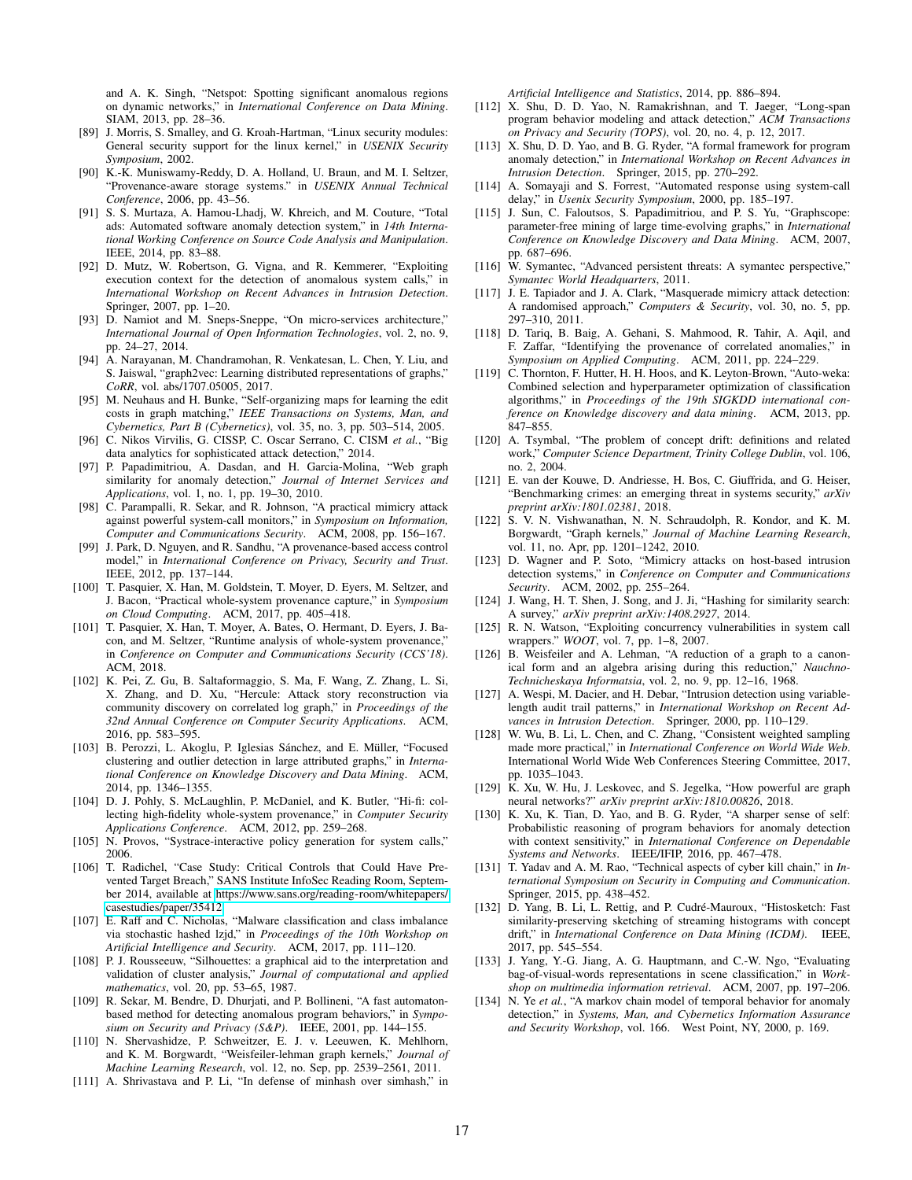and A. K. Singh, "Netspot: Spotting significant anomalous regions on dynamic networks," in *International Conference on Data Mining*. SIAM, 2013, pp. 28–36.

[89] J. Morris, S. Smalley, and G. Kroah-Hartman, "Linux security modules: General security support for the linux kernel," in *USENIX Security Symposium*, 2002.

[90] K.-K. Muniswamy-Reddy, D. A. Holland, U. Braun, and M. I. Seltzer, "Provenance-aware storage systems." in *USENIX Annual Technical Conference*, 2006, pp. 43–56.

[91] S. S. Murtaza, A. Hamou-Lhadj, W. Khreich, and M. Couture, "Total ads: Automated software anomaly detection system," in *14th International Working Conference on Source Code Analysis and Manipulation*. IEEE, 2014, pp. 83–88.

[92] D. Mutz, W. Robertson, G. Vigna, and R. Kemmerer, "Exploiting execution context for the detection of anomalous system calls," in *International Workshop on Recent Advances in Intrusion Detection*. Springer, 2007, pp. 1–20.

[93] D. Namiot and M. Sneps-Sneppe, "On micro-services architecture," *International Journal of Open Information Technologies*, vol. 2, no. 9, pp. 24–27, 2014.

[94] A. Narayanan, M. Chandramohan, R. Venkatesan, L. Chen, Y. Liu, and S. Jaiswal, "graph2vec: Learning distributed representations of graphs," *CoRR*, vol. abs/1707.05005, 2017.

[95] M. Neuhaus and H. Bunke, "Self-organizing maps for learning the edit costs in graph matching," *IEEE Transactions on Systems, Man, and Cybernetics, Part B (Cybernetics)*, vol. 35, no. 3, pp. 503–514, 2005.

[96] C. Nikos Virvilis, G. CISSP, C. Oscar Serrano, C. CISM *et al.*, "Big data analytics for sophisticated attack detection," 2014.

[97] P. Papadimitriou, A. Dasdan, and H. Garcia-Molina, "Web graph similarity for anomaly detection," *Journal of Internet Services and Applications*, vol. 1, no. 1, pp. 19–30, 2010.

[98] C. Parampalli, R. Sekar, and R. Johnson, "A practical mimicry attack against powerful system-call monitors," in *Symposium on Information, Computer and Communications Security*. ACM, 2008, pp. 156–167.

[99] J. Park, D. Nguyen, and R. Sandhu, "A provenance-based access control model," in *International Conference on Privacy, Security and Trust*. IEEE, 2012, pp. 137–144.

[100] T. Pasquier, X. Han, M. Goldstein, T. Moyer, D. Eyers, M. Seltzer, and J. Bacon, "Practical whole-system provenance capture," in *Symposium on Cloud Computing*. ACM, 2017, pp. 405–418.

[101] T. Pasquier, X. Han, T. Moyer, A. Bates, O. Hermant, D. Eyers, J. Bacon, and M. Seltzer, "Runtime analysis of whole-system provenance," in *Conference on Computer and Communications Security (CCS'18)*. ACM, 2018.

[102] K. Pei, Z. Gu, B. Saltaformaggio, S. Ma, F. Wang, Z. Zhang, L. Si, X. Zhang, and D. Xu, "Hercule: Attack story reconstruction via community discovery on correlated log graph," in *Proceedings of the 32nd Annual Conference on Computer Security Applications*. ACM, 2016, pp. 583–595.

[103] B. Perozzi, L. Akoglu, P. Iglesias Sánchez, and E. Müller, "Focused clustering and outlier detection in large attributed graphs," in *International Conference on Knowledge Discovery and Data Mining*. ACM, 2014, pp. 1346–1355.

[104] D. J. Pohly, S. McLaughlin, P. McDaniel, and K. Butler, "Hi-fi: collecting high-fidelity whole-system provenance," in *Computer Security Applications Conference*. ACM, 2012, pp. 259–268.

[105] N. Provos, "Systrace-interactive policy generation for system calls," 2006.

[106] T. Radichel, "Case Study: Critical Controls that Could Have Prevented Target Breach," SANS Institute InfoSec Reading Room, September 2014, available at https://www.sans.org/reading-room/whitepapers/casestudies/paper/35412.

[107] E. Raff and C. Nicholas, "Malware classification and class imbalance via stochastic hashed lzjd," in *Proceedings of the 10th Workshop on Artificial Intelligence and Security*. ACM, 2017, pp. 111–120.

[108] P. J. Rousseeuw, "Silhouettes: a graphical aid to the interpretation and validation of cluster analysis," *Journal of computational and applied mathematics*, vol. 20, pp. 53–65, 1987.

[109] R. Sekar, M. Bendre, D. Dhurjati, and P. Bollineni, "A fast automaton-based method for detecting anomalous program behaviors," in *Symposium on Security and Privacy (S&P)*. IEEE, 2001, pp. 144–155.

[110] N. Shervashidze, P. Schweitzer, E. J. v. Leeuwen, K. Mehlhorn, and K. M. Borgwardt, "Weisfeiler-lehman graph kernels," *Journal of Machine Learning Research*, vol. 12, no. Sep, pp. 2539–2561, 2011.

[111] A. Shrivastava and P. Li, "In defense of minhash over simhash," in *Artificial Intelligence and Statistics*, 2014, pp. 886–894.

[112] X. Shu, D. D. Yao, N. Ramakrishnan, and T. Jaeger, "Long-span program behavior modeling and attack detection," *ACM Transactions on Privacy and Security (TOPS)*, vol. 20, no. 4, p. 12, 2017.

[113] X. Shu, D. D. Yao, and B. G. Ryder, "A formal framework for program anomaly detection," in *International Workshop on Recent Advances in Intrusion Detection*. Springer, 2015, pp. 270–292.

[114] A. Somayaji and S. Forrest, "Automated response using system-call delay," in *Usenix Security Symposium*, 2000, pp. 185–197.

[115] J. Sun, C. Faloutsos, S. Papadimitriou, and P. S. Yu, "Graphscope: parameter-free mining of large time-evolving graphs," in *International Conference on Knowledge Discovery and Data Mining*. ACM, 2007, pp. 687–696.

[116] W. Symantec, "Advanced persistent threats: A symantec perspective," *Symantec World Headquarters*, 2011.

[117] J. E. Tapiador and J. A. Clark, "Masquerade mimicry attack detection: A randomised approach," *Computers & Security*, vol. 30, no. 5, pp. 297–310, 2011.

[118] D. Tariq, B. Baig, A. Gehani, S. Mahmood, R. Tahir, A. Aqil, and F. Zaffar, "Identifying the provenance of correlated anomalies," in *Symposium on Applied Computing*. ACM, 2011, pp. 224–229.

[119] C. Thornton, F. Hutter, H. H. Hoos, and K. Leyton-Brown, "Auto-weka: Combined selection and hyperparameter optimization of classification algorithms," in *Proceedings of the 19th SIGKDD international conference on Knowledge discovery and data mining*. ACM, 2013, pp. 847–855.

[120] A. Tsymbal, "The problem of concept drift: definitions and related work," *Computer Science Department, Trinity College Dublin*, vol. 106, no. 2, 2004.

[121] E. van der Kouwe, D. Andriesse, H. Bos, C. Giuffrida, and G. Heiser, "Benchmarking crimes: an emerging threat in systems security," *arXiv preprint arXiv:1801.02381*, 2018.

[122] S. V. N. Vishwanathan, N. N. Schraudolph, R. Kondor, and K. M. Borgwardt, "Graph kernels," *Journal of Machine Learning Research*, vol. 11, no. Apr, pp. 1201–1242, 2010.

[123] D. Wagner and P. Soto, "Mimicry attacks on host-based intrusion detection systems," in *Conference on Computer and Communications Security*. ACM, 2002, pp. 255–264.

[124] J. Wang, H. T. Shen, J. Song, and J. Ji, "Hashing for similarity search: A survey," *arXiv preprint arXiv:1408.2927*, 2014.

[125] R. N. Watson, "Exploiting concurrency vulnerabilities in system call wrappers." *WOOT*, vol. 7, pp. 1–8, 2007.

[126] B. Weisfeiler and A. Lehman, "A reduction of a graph to a canonical form and an algebra arising during this reduction," *Nauchno-Technicheskaya Informatsia*, vol. 2, no. 9, pp. 12–16, 1968.

[127] A. Wespi, M. Dacier, and H. Debar, "Intrusion detection using variable-length audit trail patterns," in *International Workshop on Recent Advances in Intrusion Detection*. Springer, 2000, pp. 110–129.

[128] W. Wu, B. Li, L. Chen, and C. Zhang, "Consistent weighted sampling made more practical," in *International Conference on World Wide Web*. International World Wide Web Conferences Steering Committee, 2017, pp. 1035–1043.

[129] K. Xu, W. Hu, J. Leskovec, and S. Jegelka, "How powerful are graph neural networks?" *arXiv preprint arXiv:1810.00826*, 2018.

[130] K. Xu, K. Tian, D. Yao, and B. G. Ryder, "A sharper sense of self: Probabilistic reasoning of program behaviors for anomaly detection with context sensitivity," in *International Conference on Dependable Systems and Networks*. IEEE/IFIP, 2016, pp. 467–478.

[131] T. Yadav and A. M. Rao, "Technical aspects of cyber kill chain," in *International Symposium on Security in Computing and Communication*. Springer, 2015, pp. 438–452.

[132] D. Yang, B. Li, L. Rettig, and P. Cudré-Mauroux, "Histosketch: Fast similarity-preserving sketching of streaming histograms with concept drift," in *International Conference on Data Mining (ICDM)*. IEEE, 2017, pp. 545–554.

[133] J. Yang, Y.-G. Jiang, A. G. Hauptmann, and C.-W. Ngo, "Evaluating bag-of-visual-words representations in scene classification," in *Workshop on multimedia information retrieval*. ACM, 2007, pp. 197–206.

[134] N. Ye *et al.*, "A markov chain model of temporal behavior for anomaly detection," in *Systems, Man, and Cybernetics Information Assurance and Security Workshop*, vol. 166. West Point, NY, 2000, p. 169.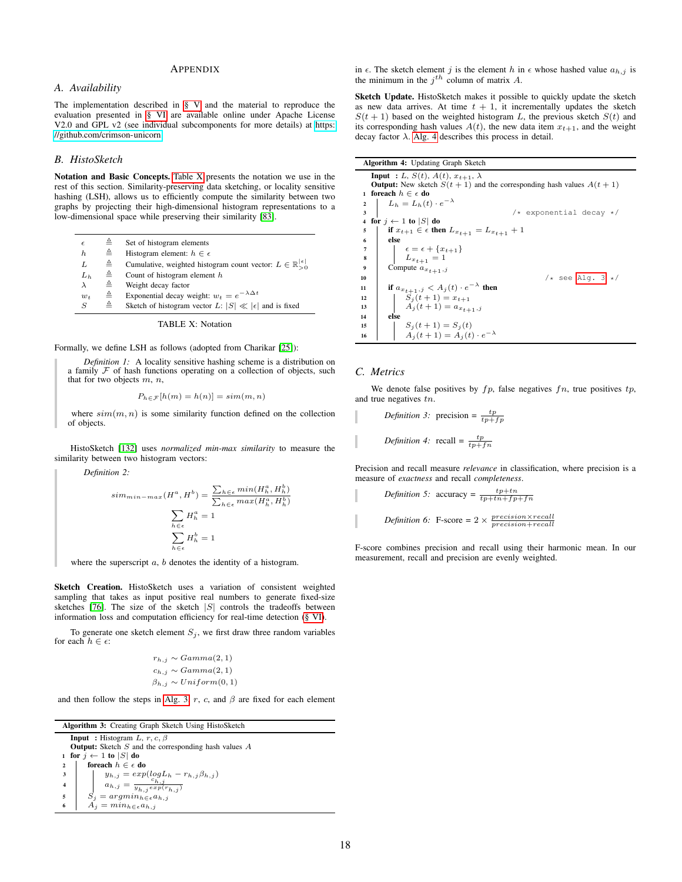# APPENDIX

## A. Availability

The implementation described in § V and the material to reproduce the evaluation presented in § VI are available online under Apache License V2.0 and GPL v2 (see individual subcomponents for more details) at https://github.com/crimson-unicorn.

## B. HistoSketch

**Notation and Basic Concepts.** Table X presents the notation we use in the rest of this section. Similarity-preserving data sketching, or locality sensitive hashing (LSH), allows us to efficiently compute the similarity between two graphs by projecting their high-dimensional histogram representations to a low-dimensional space while preserving their similarity [83].

| | | |
|---|---|---|
| $\epsilon$ | $\triangleq$ | Set of histogram elements |
| $h$ | $\triangleq$ | Histogram element: $h \in \epsilon$ |
| $L$ | $\triangleq$ | Cumulative, weighted histogram count vector: $L \in \mathbb{R}^{\lvert\epsilon\rvert}_{>0}$ |
| $L_h$ | $\triangleq$ | Count of histogram element $h$ |
| $\lambda$ | $\triangleq$ | Weight decay factor |
| $w_t$ | $\triangleq$ | Exponential decay weight: $w_t = e^{-\lambda \Delta t}$ |
| $S$ | $\triangleq$ | Sketch of histogram vector $L$: $\lvert S\rvert \ll \lvert\epsilon\rvert$ and is fixed |

TABLE X: Notation

Formally, we define LSH as follows (adopted from Charikar [25]):

> *Definition 1:* A locality sensitive hashing scheme is a distribution on a family $\mathcal{F}$ of hash functions operating on a collection of objects, such that for two objects $m$, $n$,
>
> $$P_{h \in \mathcal{F}}[h(m) = h(n)] = sim(m, n)$$
>
> where $sim(m, n)$ is some similarity function defined on the collection of objects.

HistoSketch [132] uses *normalized min-max similarity* to measure the similarity between two histogram vectors:

> *Definition 2:*
>
> $$sim_{min-max}(H^a, H^b) = \frac{\sum_{h \in \epsilon} min(H^a_h, H^b_h)}{\sum_{h \in \epsilon} max(H^a_h, H^b_h)}$$
>
> $$\sum_{h \in \epsilon} H^a_h = 1$$
>
> $$\sum_{h \in \epsilon} H^b_h = 1$$
>
> where the superscript $a$, $b$ denotes the identity of a histogram.

**Sketch Creation.** HistoSketch uses a variation of consistent weighted sampling that takes as input positive real numbers to generate fixed-size sketches [76]. The size of the sketch $|S|$ controls the tradeoffs between information loss and computation efficiency for real-time detection (§ VI).

To generate one sketch element $S_j$, we first draw three random variables for each $h \in \epsilon$:

$$r_{h,j} \sim Gamma(2, 1)$$
$$c_{h,j} \sim Gamma(2, 1)$$
$$\beta_{h,j} \sim Uniform(0, 1)$$

and then follow the steps in Alg. 3. $r$, $c$, and $\beta$ are fixed for each element in $\epsilon$. The sketch element $j$ is the element $h$ in $\epsilon$ whose hashed value $a_{h,j}$ is the minimum in the $j^{th}$ column of matrix $A$.

**Algorithm 3:** Creating Graph Sketch Using HistoSketch

```
Input : Histogram L, r, c, β
Output: Sketch S and the corresponding hash values A
1 for j ← 1 to |S| do
2     foreach h ∈ ε do
3         y_{h,j} = exp(log L_h − r_{h,j} β_{h,j})
4         a_{h,j} = c_{h,j} / (y_{h,j} exp(r_{h,j}))
5     S_j = argmin_{h∈ε} a_{h,j}
6     A_j = min_{h∈ε} a_{h,j}
```

**Sketch Update.** HistoSketch makes it possible to quickly update the sketch as new data arrives. At time $t+1$, it incrementally updates the sketch $S(t+1)$ based on the weighted histogram $L$, the previous sketch $S(t)$ and its corresponding hash values $A(t)$, the new data item $x_{t+1}$, and the weight decay factor $\lambda$. Alg. 4 describes this process in detail.

**Algorithm 4:** Updating Graph Sketch

```
Input : L, S(t), A(t), x_{t+1}, λ
Output: New sketch S(t+1) and the corresponding hash values A(t+1)
1  foreach h ∈ ε do
2      L_h = L_h(t) · e^{−λ}
3                                     /* exponential decay */
4  for j ← 1 to |S| do
5      if x_{t+1} ∈ ε then L_{x_{t+1}} = L_{x_{t+1}} + 1
6      else
7          ε = ε + {x_{t+1}}
8          L_{x_{t+1}} = 1
9      Compute a_{x_{t+1},j}
10                                    /* see Alg. 3 */
11     if a_{x_{t+1},j} < A_j(t) · e^{−λ} then
12         S_j(t+1) = x_{t+1}
13         A_j(t+1) = a_{x_{t+1},j}
14     else
15         S_j(t+1) = S_j(t)
16         A_j(t+1) = A_j(t) · e^{−λ}
```

## C. Metrics

We denote false positives by $fp$, false negatives $fn$, true positives $tp$, and true negatives $tn$.

> *Definition 3:* precision = $\frac{tp}{tp+fp}$

> *Definition 4:* recall = $\frac{tp}{tp+fn}$

Precision and recall measure *relevance* in classification, where precision is a measure of *exactness* and recall *completeness*.

> *Definition 5:* accuracy = $\frac{tp+tn}{tp+tn+fp+fn}$

> *Definition 6:* F-score = $2 \times \frac{precision \times recall}{precision + recall}$

F-score combines precision and recall using their harmonic mean. In our measurement, recall and precision are evenly weighted.